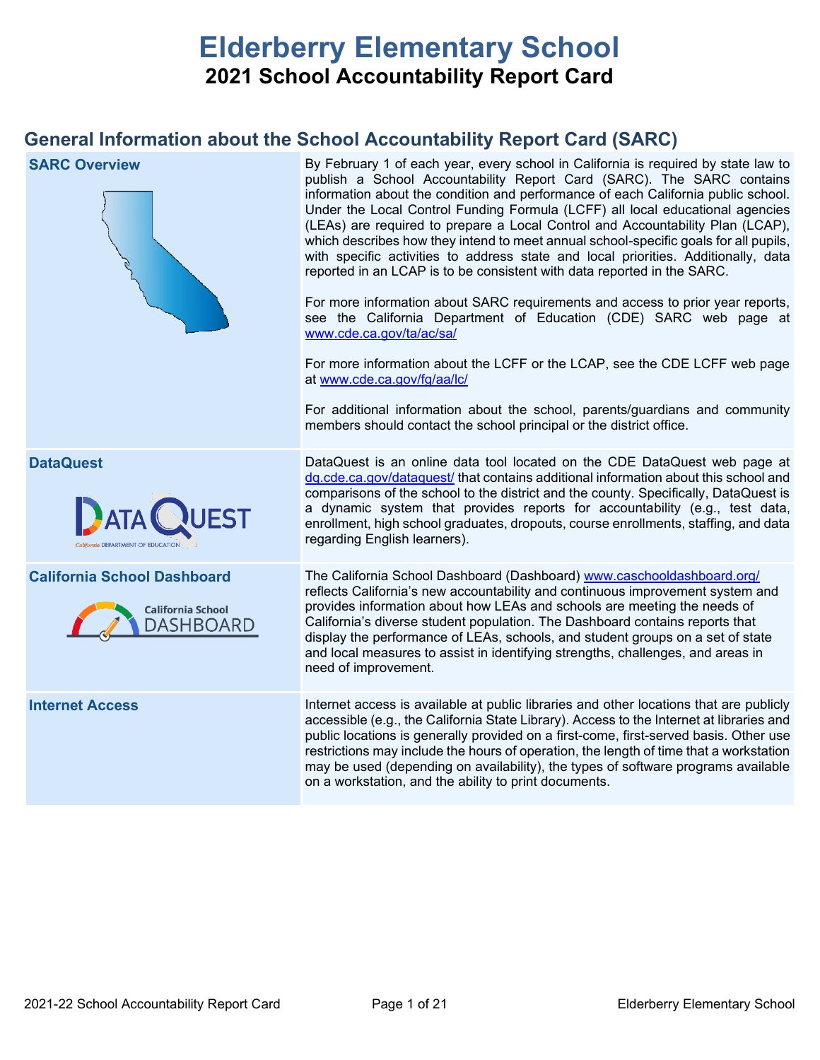# Elderberry Elementary School

## 2021 School Accountability Report Card

## General Information about the School Accountability Report Card (SARC)

| | |
|---|---|
| **SARC Overview** | By February 1 of each year, every school in California is required by state law to publish a School Accountability Report Card (SARC). The SARC contains information about the condition and performance of each California public school. Under the Local Control Funding Formula (LCFF) all local educational agencies (LEAs) are required to prepare a Local Control and Accountability Plan (LCAP), which describes how they intend to meet annual school-specific goals for all pupils, with specific activities to address state and local priorities. Additionally, data reported in an LCAP is to be consistent with data reported in the SARC.<br><br>For more information about SARC requirements and access to prior year reports, see the California Department of Education (CDE) SARC web page at www.cde.ca.gov/ta/ac/sa/<br><br>For more information about the LCFF or the LCAP, see the CDE LCFF web page at www.cde.ca.gov/fg/aa/lc/<br><br>For additional information about the school, parents/guardians and community members should contact the school principal or the district office. |
| **DataQuest** | DataQuest is an online data tool located on the CDE DataQuest web page at dq.cde.ca.gov/dataquest/ that contains additional information about this school and comparisons of the school to the district and the county. Specifically, DataQuest is a dynamic system that provides reports for accountability (e.g., test data, enrollment, high school graduates, dropouts, course enrollments, staffing, and data regarding English learners). |
| **California School Dashboard** | The California School Dashboard (Dashboard) www.caschooldashboard.org/ reflects California's new accountability and continuous improvement system and provides information about how LEAs and schools are meeting the needs of California's diverse student population. The Dashboard contains reports that display the performance of LEAs, schools, and student groups on a set of state and local measures to assist in identifying strengths, challenges, and areas in need of improvement. |
| **Internet Access** | Internet access is available at public libraries and other locations that are publicly accessible (e.g., the California State Library). Access to the Internet at libraries and public locations is generally provided on a first-come, first-served basis. Other use restrictions may include the hours of operation, the length of time that a workstation may be used (depending on availability), the types of software programs available on a workstation, and the ability to print documents. |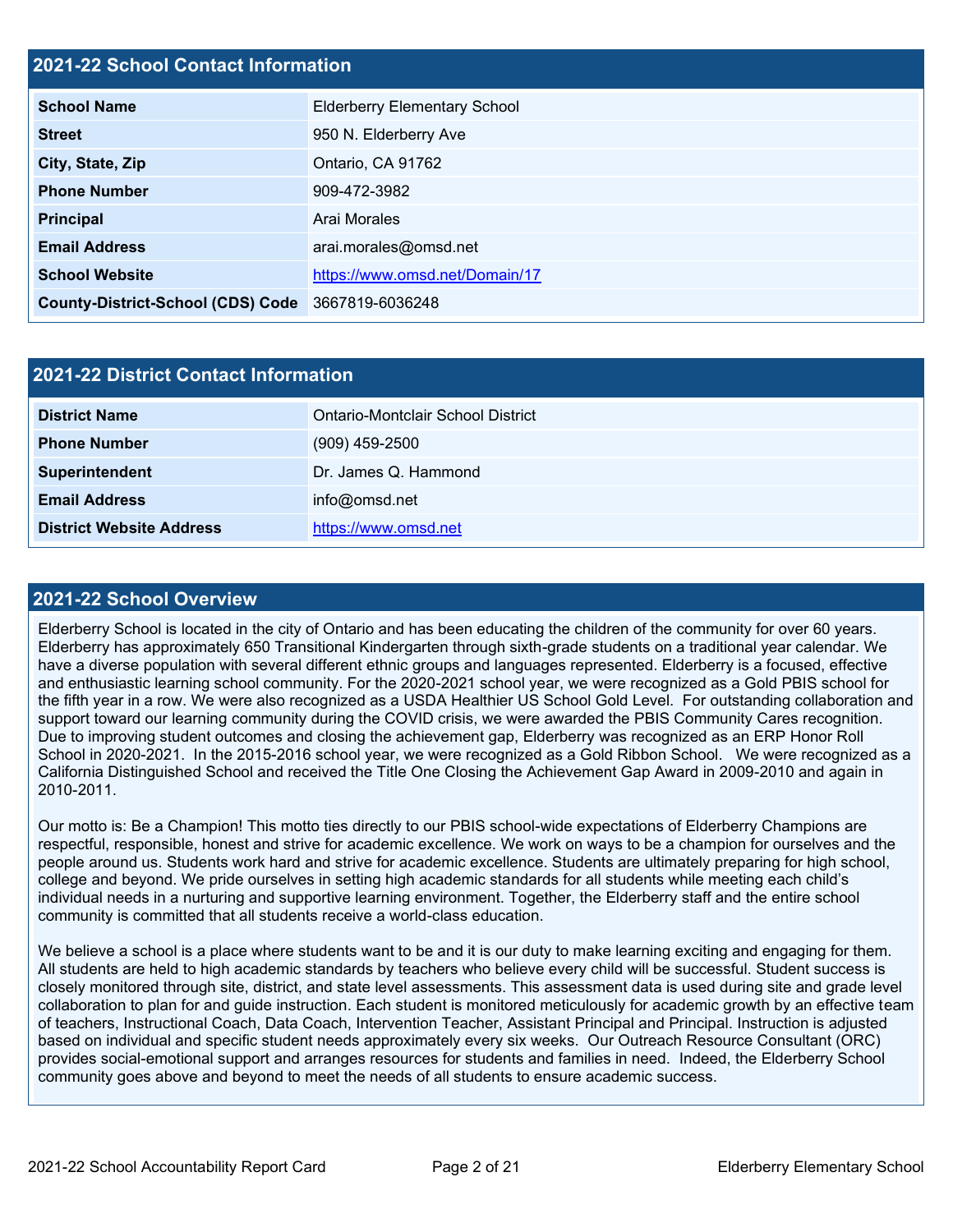## 2021-22 School Contact Information

| | |
|---|---|
| **School Name** | Elderberry Elementary School |
| **Street** | 950 N. Elderberry Ave |
| **City, State, Zip** | Ontario, CA 91762 |
| **Phone Number** | 909-472-3982 |
| **Principal** | Arai Morales |
| **Email Address** | arai.morales@omsd.net |
| **School Website** | https://www.omsd.net/Domain/17 |
| **County-District-School (CDS) Code** | 3667819-6036248 |

## 2021-22 District Contact Information

| | |
|---|---|
| **District Name** | Ontario-Montclair School District |
| **Phone Number** | (909) 459-2500 |
| **Superintendent** | Dr. James Q. Hammond |
| **Email Address** | info@omsd.net |
| **District Website Address** | https://www.omsd.net |

## 2021-22 School Overview

Elderberry School is located in the city of Ontario and has been educating the children of the community for over 60 years. Elderberry has approximately 650 Transitional Kindergarten through sixth-grade students on a traditional year calendar. We have a diverse population with several different ethnic groups and languages represented. Elderberry is a focused, effective and enthusiastic learning school community. For the 2020-2021 school year, we were recognized as a Gold PBIS school for the fifth year in a row. We were also recognized as a USDA Healthier US School Gold Level. For outstanding collaboration and support toward our learning community during the COVID crisis, we were awarded the PBIS Community Cares recognition. Due to improving student outcomes and closing the achievement gap, Elderberry was recognized as an ERP Honor Roll School in 2020-2021. In the 2015-2016 school year, we were recognized as a Gold Ribbon School. We were recognized as a California Distinguished School and received the Title One Closing the Achievement Gap Award in 2009-2010 and again in 2010-2011.

Our motto is: Be a Champion! This motto ties directly to our PBIS school-wide expectations of Elderberry Champions are respectful, responsible, honest and strive for academic excellence. We work on ways to be a champion for ourselves and the people around us. Students work hard and strive for academic excellence. Students are ultimately preparing for high school, college and beyond. We pride ourselves in setting high academic standards for all students while meeting each child's individual needs in a nurturing and supportive learning environment. Together, the Elderberry staff and the entire school community is committed that all students receive a world-class education.

We believe a school is a place where students want to be and it is our duty to make learning exciting and engaging for them. All students are held to high academic standards by teachers who believe every child will be successful. Student success is closely monitored through site, district, and state level assessments. This assessment data is used during site and grade level collaboration to plan for and guide instruction. Each student is monitored meticulously for academic growth by an effective team of teachers, Instructional Coach, Data Coach, Intervention Teacher, Assistant Principal and Principal. Instruction is adjusted based on individual and specific student needs approximately every six weeks. Our Outreach Resource Consultant (ORC) provides social-emotional support and arranges resources for students and families in need. Indeed, the Elderberry School community goes above and beyond to meet the needs of all students to ensure academic success.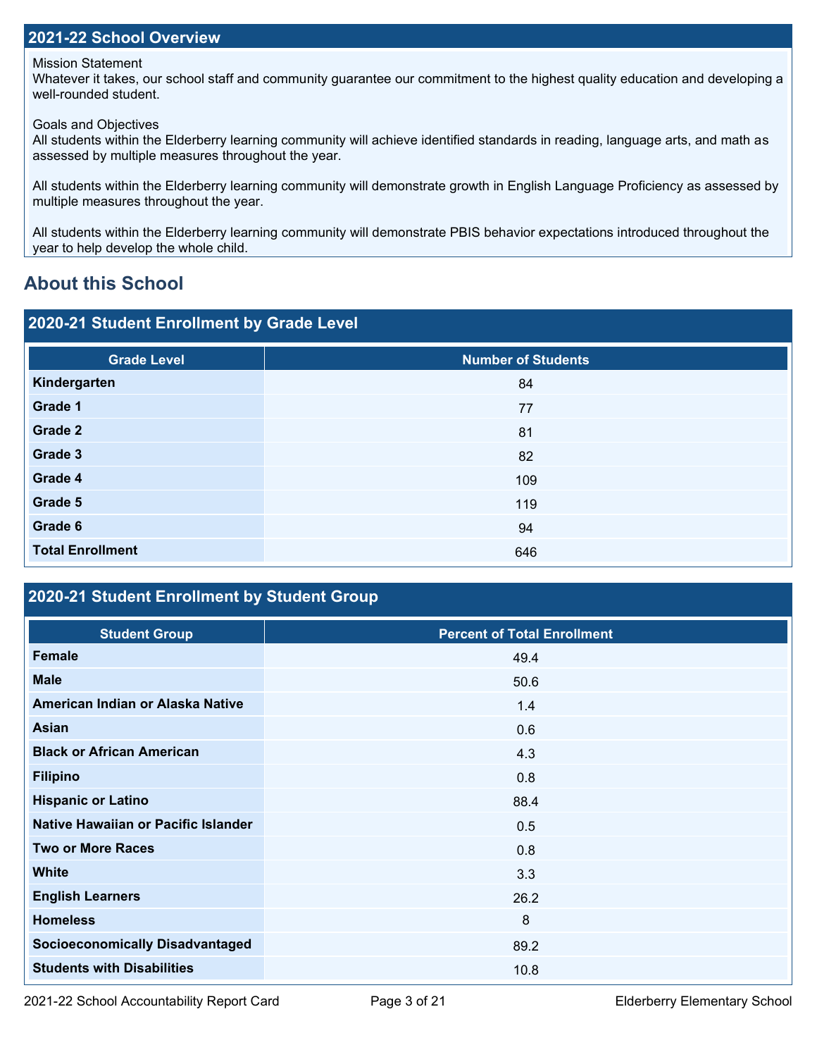## 2021-22 School Overview

Mission Statement
Whatever it takes, our school staff and community guarantee our commitment to the highest quality education and developing a well-rounded student.

Goals and Objectives
All students within the Elderberry learning community will achieve identified standards in reading, language arts, and math as assessed by multiple measures throughout the year.

All students within the Elderberry learning community will demonstrate growth in English Language Proficiency as assessed by multiple measures throughout the year.

All students within the Elderberry learning community will demonstrate PBIS behavior expectations introduced throughout the year to help develop the whole child.

# About this School

## 2020-21 Student Enrollment by Grade Level

| Grade Level | Number of Students |
|---|---|
| **Kindergarten** | 84 |
| **Grade 1** | 77 |
| **Grade 2** | 81 |
| **Grade 3** | 82 |
| **Grade 4** | 109 |
| **Grade 5** | 119 |
| **Grade 6** | 94 |
| **Total Enrollment** | 646 |

## 2020-21 Student Enrollment by Student Group

| Student Group | Percent of Total Enrollment |
|---|---|
| **Female** | 49.4 |
| **Male** | 50.6 |
| **American Indian or Alaska Native** | 1.4 |
| **Asian** | 0.6 |
| **Black or African American** | 4.3 |
| **Filipino** | 0.8 |
| **Hispanic or Latino** | 88.4 |
| **Native Hawaiian or Pacific Islander** | 0.5 |
| **Two or More Races** | 0.8 |
| **White** | 3.3 |
| **English Learners** | 26.2 |
| **Homeless** | 8 |
| **Socioeconomically Disadvantaged** | 89.2 |
| **Students with Disabilities** | 10.8 |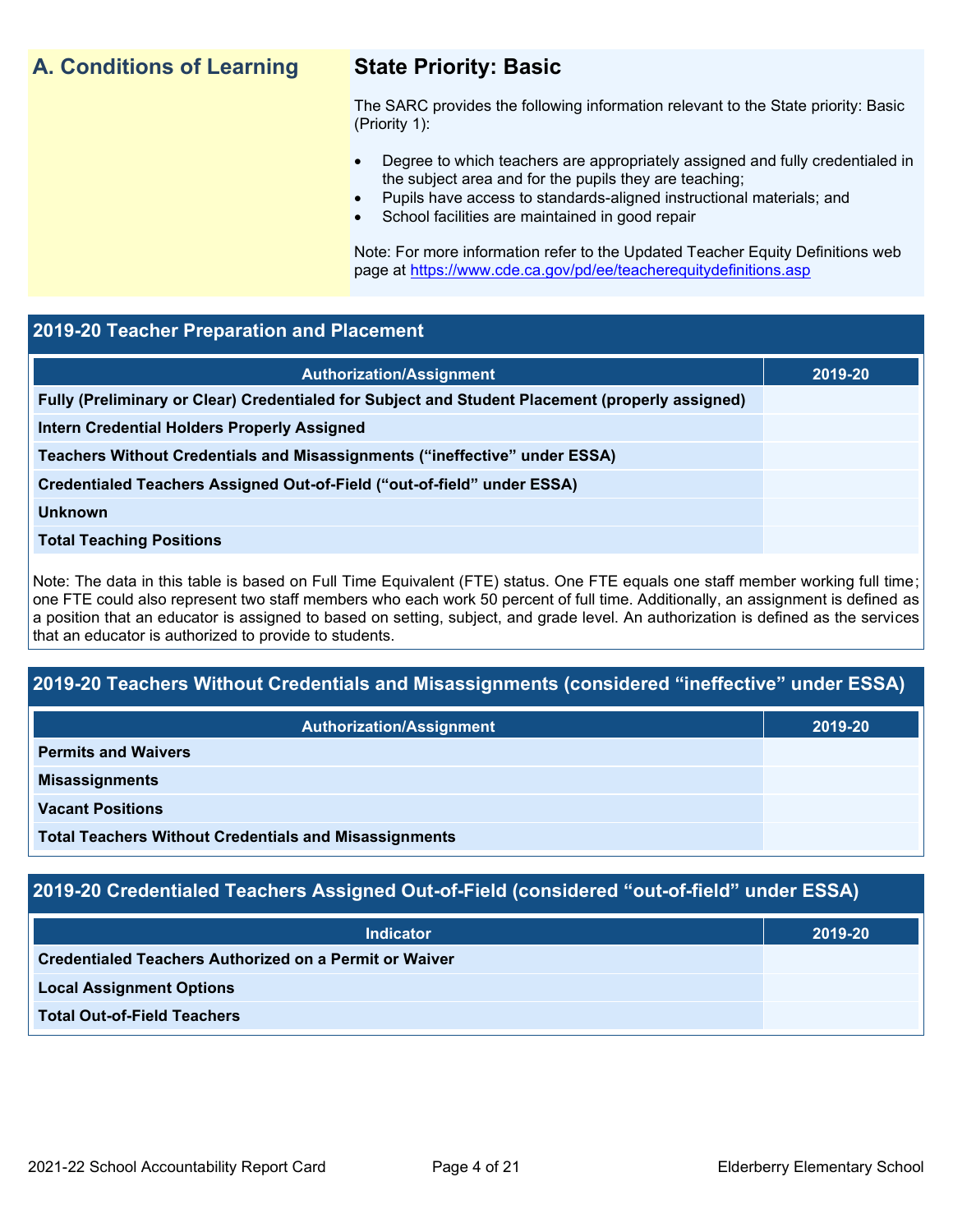## A. Conditions of Learning

### State Priority: Basic

The SARC provides the following information relevant to the State priority: Basic (Priority 1):

- Degree to which teachers are appropriately assigned and fully credentialed in the subject area and for the pupils they are teaching;
- Pupils have access to standards-aligned instructional materials; and
- School facilities are maintained in good repair

Note: For more information refer to the Updated Teacher Equity Definitions web page at https://www.cde.ca.gov/pd/ee/teacherequitydefinitions.asp

### 2019-20 Teacher Preparation and Placement

| Authorization/Assignment | 2019-20 |
|---|---|
| Fully (Preliminary or Clear) Credentialed for Subject and Student Placement (properly assigned) | |
| Intern Credential Holders Properly Assigned | |
| Teachers Without Credentials and Misassignments ("ineffective" under ESSA) | |
| Credentialed Teachers Assigned Out-of-Field ("out-of-field" under ESSA) | |
| Unknown | |
| Total Teaching Positions | |

Note: The data in this table is based on Full Time Equivalent (FTE) status. One FTE equals one staff member working full time; one FTE could also represent two staff members who each work 50 percent of full time. Additionally, an assignment is defined as a position that an educator is assigned to based on setting, subject, and grade level. An authorization is defined as the services that an educator is authorized to provide to students.

### 2019-20 Teachers Without Credentials and Misassignments (considered "ineffective" under ESSA)

| Authorization/Assignment | 2019-20 |
|---|---|
| Permits and Waivers | |
| Misassignments | |
| Vacant Positions | |
| Total Teachers Without Credentials and Misassignments | |

### 2019-20 Credentialed Teachers Assigned Out-of-Field (considered "out-of-field" under ESSA)

| Indicator | 2019-20 |
|---|---|
| Credentialed Teachers Authorized on a Permit or Waiver | |
| Local Assignment Options | |
| Total Out-of-Field Teachers | |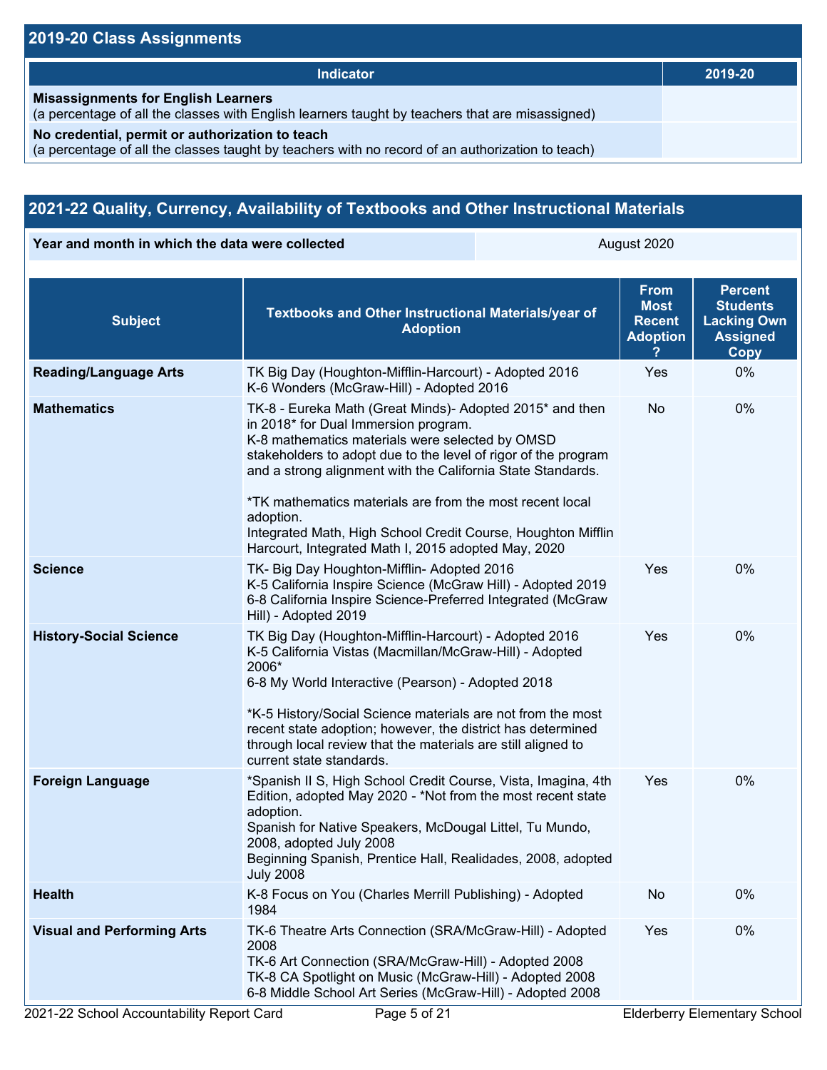## 2019-20 Class Assignments

| Indicator | 2019-20 |
|---|---|
| **Misassignments for English Learners** (a percentage of all the classes with English learners taught by teachers that are misassigned) | |
| **No credential, permit or authorization to teach** (a percentage of all the classes taught by teachers with no record of an authorization to teach) | |

## 2021-22 Quality, Currency, Availability of Textbooks and Other Instructional Materials

| Year and month in which the data were collected | August 2020 |
|---|---|

| Subject | Textbooks and Other Instructional Materials/year of Adoption | From Most Recent Adoption ? | Percent Students Lacking Own Assigned Copy |
|---|---|---|---|
| **Reading/Language Arts** | TK Big Day (Houghton-Mifflin-Harcourt) - Adopted 2016<br>K-6 Wonders (McGraw-Hill) - Adopted 2016 | Yes | 0% |
| **Mathematics** | TK-8 - Eureka Math (Great Minds)- Adopted 2015* and then in 2018* for Dual Immersion program.<br>K-8 mathematics materials were selected by OMSD stakeholders to adopt due to the level of rigor of the program and a strong alignment with the California State Standards.<br><br>*TK mathematics materials are from the most recent local adoption.<br>Integrated Math, High School Credit Course, Houghton Mifflin Harcourt, Integrated Math I, 2015 adopted May, 2020 | No | 0% |
| **Science** | TK- Big Day Houghton-Mifflin- Adopted 2016<br>K-5 California Inspire Science (McGraw Hill) - Adopted 2019<br>6-8 California Inspire Science-Preferred Integrated (McGraw Hill) - Adopted 2019 | Yes | 0% |
| **History-Social Science** | TK Big Day (Houghton-Mifflin-Harcourt) - Adopted 2016<br>K-5 California Vistas (Macmillan/McGraw-Hill) - Adopted 2006*<br>6-8 My World Interactive (Pearson) - Adopted 2018<br><br>*K-5 History/Social Science materials are not from the most recent state adoption; however, the district has determined through local review that the materials are still aligned to current state standards. | Yes | 0% |
| **Foreign Language** | *Spanish II S, High School Credit Course, Vista, Imagina, 4th Edition, adopted May 2020 - *Not from the most recent state adoption.<br>Spanish for Native Speakers, McDougal Littel, Tu Mundo, 2008, adopted July 2008<br>Beginning Spanish, Prentice Hall, Realidades, 2008, adopted July 2008 | Yes | 0% |
| **Health** | K-8 Focus on You (Charles Merrill Publishing) - Adopted 1984 | No | 0% |
| **Visual and Performing Arts** | TK-6 Theatre Arts Connection (SRA/McGraw-Hill) - Adopted 2008<br>TK-6 Art Connection (SRA/McGraw-Hill) - Adopted 2008<br>TK-8 CA Spotlight on Music (McGraw-Hill) - Adopted 2008<br>6-8 Middle School Art Series (McGraw-Hill) - Adopted 2008 | Yes | 0% |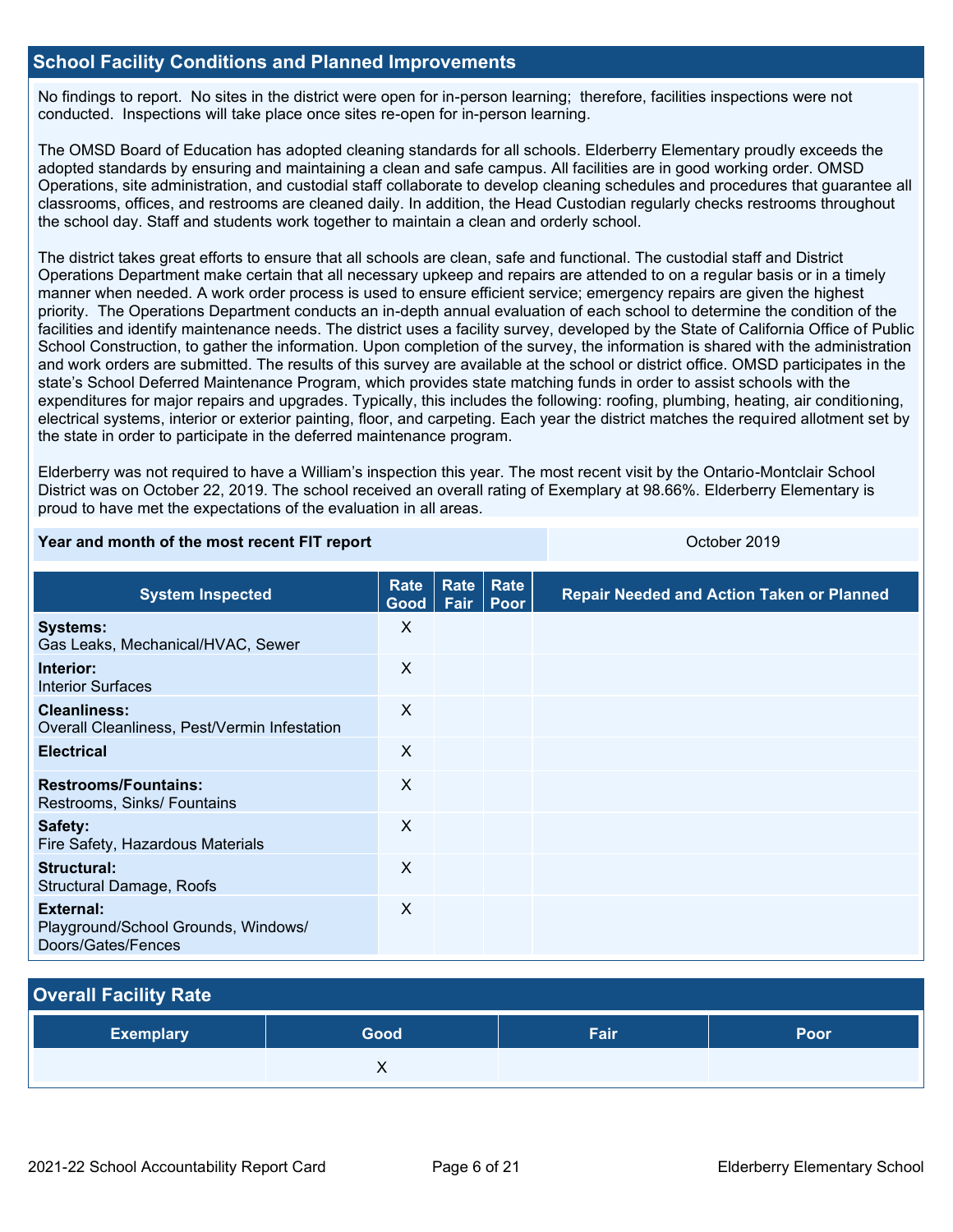## School Facility Conditions and Planned Improvements

No findings to report. No sites in the district were open for in-person learning; therefore, facilities inspections were not conducted. Inspections will take place once sites re-open for in-person learning.

The OMSD Board of Education has adopted cleaning standards for all schools. Elderberry Elementary proudly exceeds the adopted standards by ensuring and maintaining a clean and safe campus. All facilities are in good working order. OMSD Operations, site administration, and custodial staff collaborate to develop cleaning schedules and procedures that guarantee all classrooms, offices, and restrooms are cleaned daily. In addition, the Head Custodian regularly checks restrooms throughout the school day. Staff and students work together to maintain a clean and orderly school.

The district takes great efforts to ensure that all schools are clean, safe and functional. The custodial staff and District Operations Department make certain that all necessary upkeep and repairs are attended to on a regular basis or in a timely manner when needed. A work order process is used to ensure efficient service; emergency repairs are given the highest priority. The Operations Department conducts an in-depth annual evaluation of each school to determine the condition of the facilities and identify maintenance needs. The district uses a facility survey, developed by the State of California Office of Public School Construction, to gather the information. Upon completion of the survey, the information is shared with the administration and work orders are submitted. The results of this survey are available at the school or district office. OMSD participates in the state's School Deferred Maintenance Program, which provides state matching funds in order to assist schools with the expenditures for major repairs and upgrades. Typically, this includes the following: roofing, plumbing, heating, air conditioning, electrical systems, interior or exterior painting, floor, and carpeting. Each year the district matches the required allotment set by the state in order to participate in the deferred maintenance program.

Elderberry was not required to have a William's inspection this year. The most recent visit by the Ontario-Montclair School District was on October 22, 2019. The school received an overall rating of Exemplary at 98.66%. Elderberry Elementary is proud to have met the expectations of the evaluation in all areas.

| Year and month of the most recent FIT report | October 2019 |
|---|---|

| System Inspected | Rate Good | Rate Fair | Rate Poor | Repair Needed and Action Taken or Planned |
|---|---|---|---|---|
| **Systems:** Gas Leaks, Mechanical/HVAC, Sewer | X | | | |
| **Interior:** Interior Surfaces | X | | | |
| **Cleanliness:** Overall Cleanliness, Pest/Vermin Infestation | X | | | |
| **Electrical** | X | | | |
| **Restrooms/Fountains:** Restrooms, Sinks/ Fountains | X | | | |
| **Safety:** Fire Safety, Hazardous Materials | X | | | |
| **Structural:** Structural Damage, Roofs | X | | | |
| **External:** Playground/School Grounds, Windows/ Doors/Gates/Fences | X | | | |

## Overall Facility Rate

| Exemplary | Good | Fair | Poor |
|---|---|---|---|
| | X | | |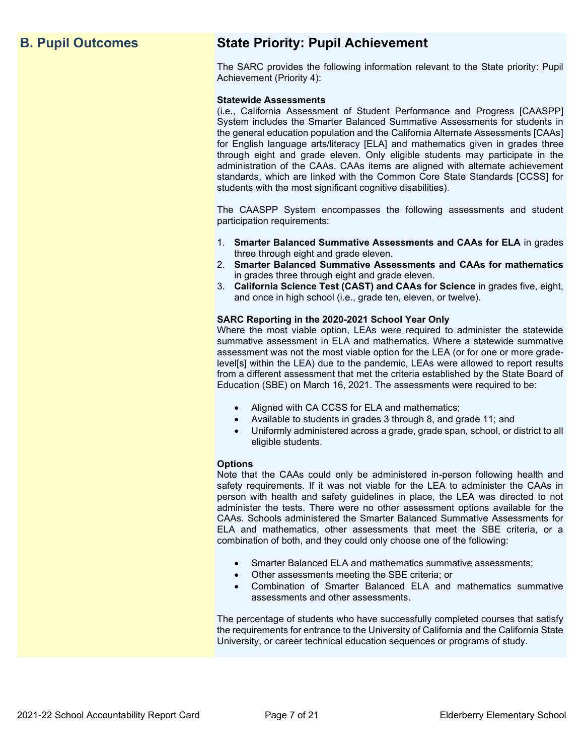## B. Pupil Outcomes

## State Priority: Pupil Achievement

The SARC provides the following information relevant to the State priority: Pupil Achievement (Priority 4):

**Statewide Assessments**
(i.e., California Assessment of Student Performance and Progress [CAASPP] System includes the Smarter Balanced Summative Assessments for students in the general education population and the California Alternate Assessments [CAAs] for English language arts/literacy [ELA] and mathematics given in grades three through eight and grade eleven. Only eligible students may participate in the administration of the CAAs. CAAs items are aligned with alternate achievement standards, which are linked with the Common Core State Standards [CCSS] for students with the most significant cognitive disabilities).

The CAASPP System encompasses the following assessments and student participation requirements:

1. **Smarter Balanced Summative Assessments and CAAs for ELA** in grades three through eight and grade eleven.
2. **Smarter Balanced Summative Assessments and CAAs for mathematics** in grades three through eight and grade eleven.
3. **California Science Test (CAST) and CAAs for Science** in grades five, eight, and once in high school (i.e., grade ten, eleven, or twelve).

**SARC Reporting in the 2020-2021 School Year Only**
Where the most viable option, LEAs were required to administer the statewide summative assessment in ELA and mathematics. Where a statewide summative assessment was not the most viable option for the LEA (or for one or more grade-level[s] within the LEA) due to the pandemic, LEAs were allowed to report results from a different assessment that met the criteria established by the State Board of Education (SBE) on March 16, 2021. The assessments were required to be:

- Aligned with CA CCSS for ELA and mathematics;
- Available to students in grades 3 through 8, and grade 11; and
- Uniformly administered across a grade, grade span, school, or district to all eligible students.

**Options**
Note that the CAAs could only be administered in-person following health and safety requirements. If it was not viable for the LEA to administer the CAAs in person with health and safety guidelines in place, the LEA was directed to not administer the tests. There were no other assessment options available for the CAAs. Schools administered the Smarter Balanced Summative Assessments for ELA and mathematics, other assessments that meet the SBE criteria, or a combination of both, and they could only choose one of the following:

- Smarter Balanced ELA and mathematics summative assessments;
- Other assessments meeting the SBE criteria; or
- Combination of Smarter Balanced ELA and mathematics summative assessments and other assessments.

The percentage of students who have successfully completed courses that satisfy the requirements for entrance to the University of California and the California State University, or career technical education sequences or programs of study.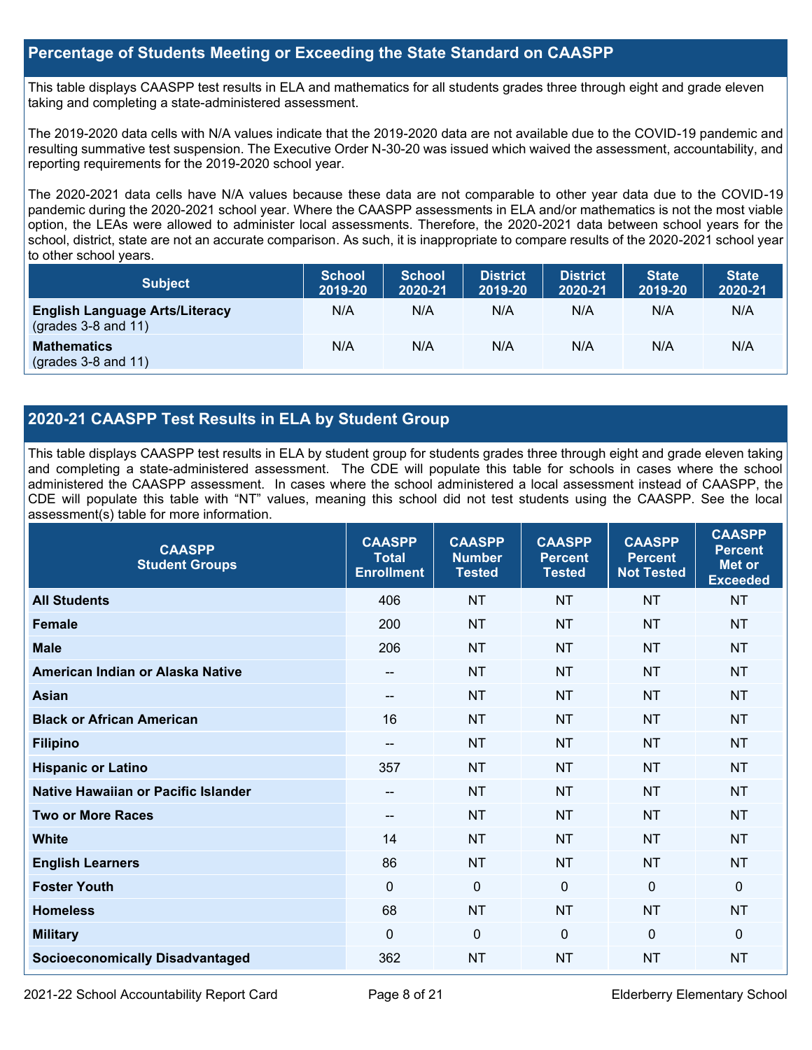## Percentage of Students Meeting or Exceeding the State Standard on CAASPP

This table displays CAASPP test results in ELA and mathematics for all students grades three through eight and grade eleven taking and completing a state-administered assessment.

The 2019-2020 data cells with N/A values indicate that the 2019-2020 data are not available due to the COVID-19 pandemic and resulting summative test suspension. The Executive Order N-30-20 was issued which waived the assessment, accountability, and reporting requirements for the 2019-2020 school year.

The 2020-2021 data cells have N/A values because these data are not comparable to other year data due to the COVID-19 pandemic during the 2020-2021 school year. Where the CAASPP assessments in ELA and/or mathematics is not the most viable option, the LEAs were allowed to administer local assessments. Therefore, the 2020-2021 data between school years for the school, district, state are not an accurate comparison. As such, it is inappropriate to compare results of the 2020-2021 school year to other school years.

| Subject | School 2019-20 | School 2020-21 | District 2019-20 | District 2020-21 | State 2019-20 | State 2020-21 |
|---|---|---|---|---|---|---|
| **English Language Arts/Literacy** (grades 3-8 and 11) | N/A | N/A | N/A | N/A | N/A | N/A |
| **Mathematics** (grades 3-8 and 11) | N/A | N/A | N/A | N/A | N/A | N/A |

## 2020-21 CAASPP Test Results in ELA by Student Group

This table displays CAASPP test results in ELA by student group for students grades three through eight and grade eleven taking and completing a state-administered assessment. The CDE will populate this table for schools in cases where the school administered the CAASPP assessment. In cases where the school administered a local assessment instead of CAASPP, the CDE will populate this table with "NT" values, meaning this school did not test students using the CAASPP. See the local assessment(s) table for more information.

| CAASPP Student Groups | CAASPP Total Enrollment | CAASPP Number Tested | CAASPP Percent Tested | CAASPP Percent Not Tested | CAASPP Percent Met or Exceeded |
|---|---|---|---|---|---|
| **All Students** | 406 | NT | NT | NT | NT |
| **Female** | 200 | NT | NT | NT | NT |
| **Male** | 206 | NT | NT | NT | NT |
| **American Indian or Alaska Native** | -- | NT | NT | NT | NT |
| **Asian** | -- | NT | NT | NT | NT |
| **Black or African American** | 16 | NT | NT | NT | NT |
| **Filipino** | -- | NT | NT | NT | NT |
| **Hispanic or Latino** | 357 | NT | NT | NT | NT |
| **Native Hawaiian or Pacific Islander** | -- | NT | NT | NT | NT |
| **Two or More Races** | -- | NT | NT | NT | NT |
| **White** | 14 | NT | NT | NT | NT |
| **English Learners** | 86 | NT | NT | NT | NT |
| **Foster Youth** | 0 | 0 | 0 | 0 | 0 |
| **Homeless** | 68 | NT | NT | NT | NT |
| **Military** | 0 | 0 | 0 | 0 | 0 |
| **Socioeconomically Disadvantaged** | 362 | NT | NT | NT | NT |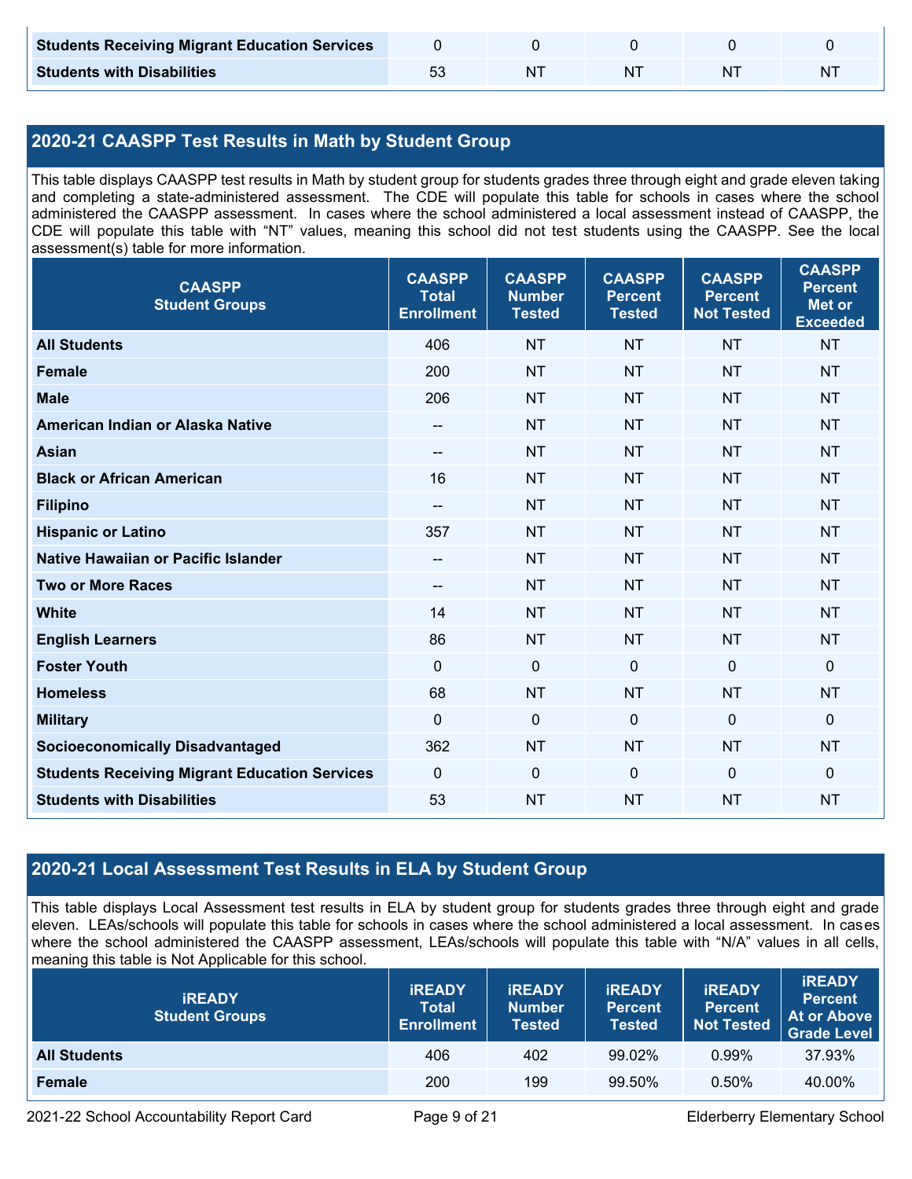| | | | | | |
|---|---|---|---|---|---|
| **Students Receiving Migrant Education Services** | 0 | 0 | 0 | 0 | 0 |
| **Students with Disabilities** | 53 | NT | NT | NT | NT |

## 2020-21 CAASPP Test Results in Math by Student Group

This table displays CAASPP test results in Math by student group for students grades three through eight and grade eleven taking and completing a state-administered assessment. The CDE will populate this table for schools in cases where the school administered the CAASPP assessment. In cases where the school administered a local assessment instead of CAASPP, the CDE will populate this table with "NT" values, meaning this school did not test students using the CAASPP. See the local assessment(s) table for more information.

| CAASPP Student Groups | CAASPP Total Enrollment | CAASPP Number Tested | CAASPP Percent Tested | CAASPP Percent Not Tested | CAASPP Percent Met or Exceeded |
|---|---|---|---|---|---|
| **All Students** | 406 | NT | NT | NT | NT |
| **Female** | 200 | NT | NT | NT | NT |
| **Male** | 206 | NT | NT | NT | NT |
| **American Indian or Alaska Native** | -- | NT | NT | NT | NT |
| **Asian** | -- | NT | NT | NT | NT |
| **Black or African American** | 16 | NT | NT | NT | NT |
| **Filipino** | -- | NT | NT | NT | NT |
| **Hispanic or Latino** | 357 | NT | NT | NT | NT |
| **Native Hawaiian or Pacific Islander** | -- | NT | NT | NT | NT |
| **Two or More Races** | -- | NT | NT | NT | NT |
| **White** | 14 | NT | NT | NT | NT |
| **English Learners** | 86 | NT | NT | NT | NT |
| **Foster Youth** | 0 | 0 | 0 | 0 | 0 |
| **Homeless** | 68 | NT | NT | NT | NT |
| **Military** | 0 | 0 | 0 | 0 | 0 |
| **Socioeconomically Disadvantaged** | 362 | NT | NT | NT | NT |
| **Students Receiving Migrant Education Services** | 0 | 0 | 0 | 0 | 0 |
| **Students with Disabilities** | 53 | NT | NT | NT | NT |

## 2020-21 Local Assessment Test Results in ELA by Student Group

This table displays Local Assessment test results in ELA by student group for students grades three through eight and grade eleven. LEAs/schools will populate this table for schools in cases where the school administered a local assessment. In cases where the school administered the CAASPP assessment, LEAs/schools will populate this table with "N/A" values in all cells, meaning this table is Not Applicable for this school.

| iREADY Student Groups | iREADY Total Enrollment | iREADY Number Tested | iREADY Percent Tested | iREADY Percent Not Tested | iREADY Percent At or Above Grade Level |
|---|---|---|---|---|---|
| **All Students** | 406 | 402 | 99.02% | 0.99% | 37.93% |
| **Female** | 200 | 199 | 99.50% | 0.50% | 40.00% |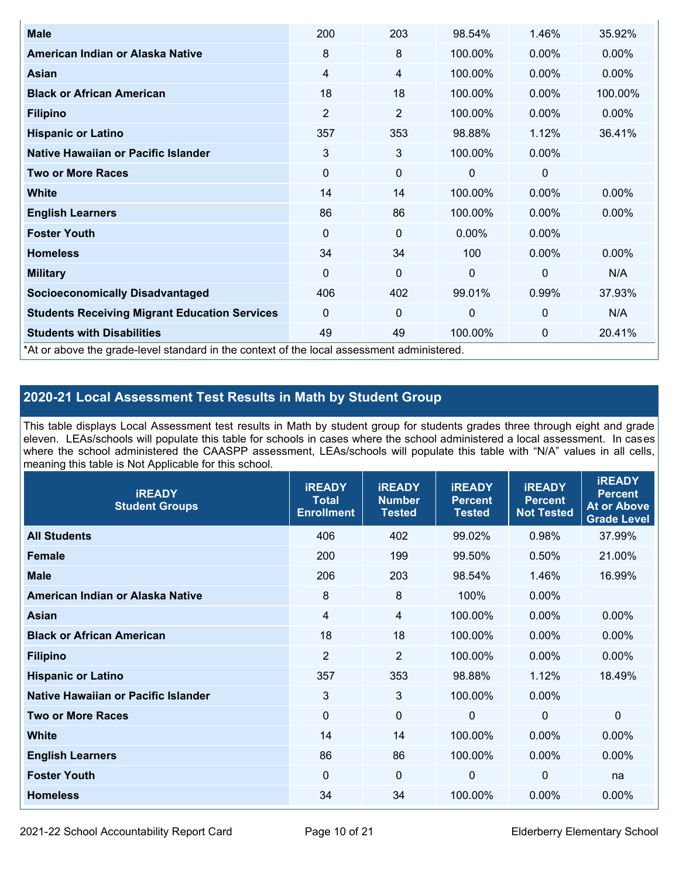| | | | | | |
|---|---|---|---|---|---|
| **Male** | 200 | 203 | 98.54% | 1.46% | 35.92% |
| **American Indian or Alaska Native** | 8 | 8 | 100.00% | 0.00% | 0.00% |
| **Asian** | 4 | 4 | 100.00% | 0.00% | 0.00% |
| **Black or African American** | 18 | 18 | 100.00% | 0.00% | 100.00% |
| **Filipino** | 2 | 2 | 100.00% | 0.00% | 0.00% |
| **Hispanic or Latino** | 357 | 353 | 98.88% | 1.12% | 36.41% |
| **Native Hawaiian or Pacific Islander** | 3 | 3 | 100.00% | 0.00% | |
| **Two or More Races** | 0 | 0 | 0 | 0 | |
| **White** | 14 | 14 | 100.00% | 0.00% | 0.00% |
| **English Learners** | 86 | 86 | 100.00% | 0.00% | 0.00% |
| **Foster Youth** | 0 | 0 | 0.00% | 0.00% | |
| **Homeless** | 34 | 34 | 100 | 0.00% | 0.00% |
| **Military** | 0 | 0 | 0 | 0 | N/A |
| **Socioeconomically Disadvantaged** | 406 | 402 | 99.01% | 0.99% | 37.93% |
| **Students Receiving Migrant Education Services** | 0 | 0 | 0 | 0 | N/A |
| **Students with Disabilities** | 49 | 49 | 100.00% | 0 | 20.41% |

*At or above the grade-level standard in the context of the local assessment administered.

## 2020-21 Local Assessment Test Results in Math by Student Group

This table displays Local Assessment test results in Math by student group for students grades three through eight and grade eleven. LEAs/schools will populate this table for schools in cases where the school administered a local assessment. In cases where the school administered the CAASPP assessment, LEAs/schools will populate this table with "N/A" values in all cells, meaning this table is Not Applicable for this school.

| iREADY Student Groups | iREADY Total Enrollment | iREADY Number Tested | iREADY Percent Tested | iREADY Percent Not Tested | iREADY Percent At or Above Grade Level |
|---|---|---|---|---|---|
| **All Students** | 406 | 402 | 99.02% | 0.98% | 37.99% |
| **Female** | 200 | 199 | 99.50% | 0.50% | 21.00% |
| **Male** | 206 | 203 | 98.54% | 1.46% | 16.99% |
| **American Indian or Alaska Native** | 8 | 8 | 100% | 0.00% | |
| **Asian** | 4 | 4 | 100.00% | 0.00% | 0.00% |
| **Black or African American** | 18 | 18 | 100.00% | 0.00% | 0.00% |
| **Filipino** | 2 | 2 | 100.00% | 0.00% | 0.00% |
| **Hispanic or Latino** | 357 | 353 | 98.88% | 1.12% | 18.49% |
| **Native Hawaiian or Pacific Islander** | 3 | 3 | 100.00% | 0.00% | |
| **Two or More Races** | 0 | 0 | 0 | 0 | 0 |
| **White** | 14 | 14 | 100.00% | 0.00% | 0.00% |
| **English Learners** | 86 | 86 | 100.00% | 0.00% | 0.00% |
| **Foster Youth** | 0 | 0 | 0 | 0 | na |
| **Homeless** | 34 | 34 | 100.00% | 0.00% | 0.00% |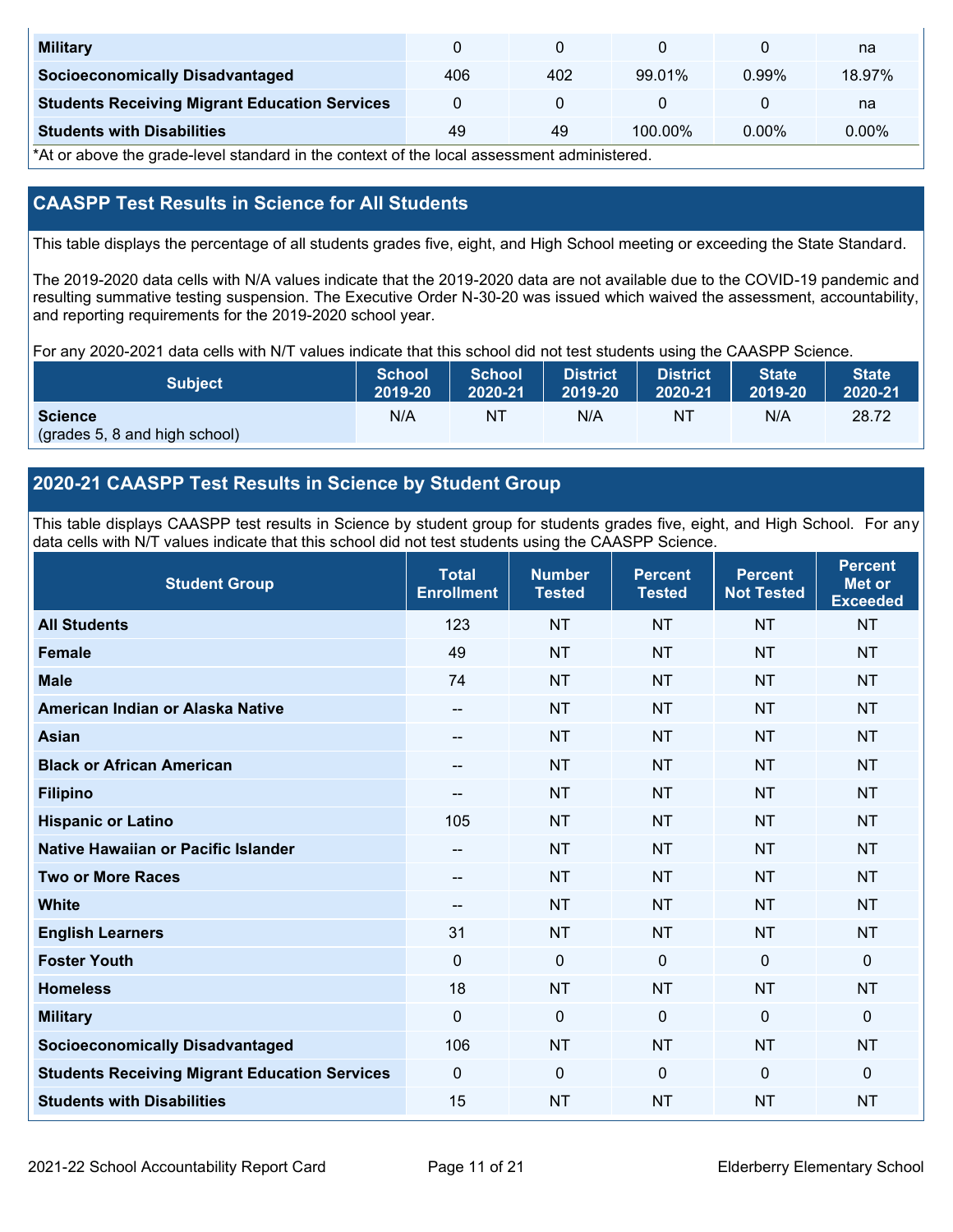| Student Group | Total Enrollment | Number Tested | Percent Tested | Percent Not Tested | Percent Met or Exceeded* |
|---|---|---|---|---|---|
| **Military** | 0 | 0 | 0 | 0 | na |
| **Socioeconomically Disadvantaged** | 406 | 402 | 99.01% | 0.99% | 18.97% |
| **Students Receiving Migrant Education Services** | 0 | 0 | 0 | 0 | na |
| **Students with Disabilities** | 49 | 49 | 100.00% | 0.00% | 0.00% |

*At or above the grade-level standard in the context of the local assessment administered.

## CAASPP Test Results in Science for All Students

This table displays the percentage of all students grades five, eight, and High School meeting or exceeding the State Standard.

The 2019-2020 data cells with N/A values indicate that the 2019-2020 data are not available due to the COVID-19 pandemic and resulting summative testing suspension. The Executive Order N-30-20 was issued which waived the assessment, accountability, and reporting requirements for the 2019-2020 school year.

For any 2020-2021 data cells with N/T values indicate that this school did not test students using the CAASPP Science.

| Subject | School 2019-20 | School 2020-21 | District 2019-20 | District 2020-21 | State 2019-20 | State 2020-21 |
|---|---|---|---|---|---|---|
| **Science** (grades 5, 8 and high school) | N/A | NT | N/A | NT | N/A | 28.72 |

## 2020-21 CAASPP Test Results in Science by Student Group

This table displays CAASPP test results in Science by student group for students grades five, eight, and High School. For any data cells with N/T values indicate that this school did not test students using the CAASPP Science.

| Student Group | Total Enrollment | Number Tested | Percent Tested | Percent Not Tested | Percent Met or Exceeded |
|---|---|---|---|---|---|
| **All Students** | 123 | NT | NT | NT | NT |
| **Female** | 49 | NT | NT | NT | NT |
| **Male** | 74 | NT | NT | NT | NT |
| **American Indian or Alaska Native** | -- | NT | NT | NT | NT |
| **Asian** | -- | NT | NT | NT | NT |
| **Black or African American** | -- | NT | NT | NT | NT |
| **Filipino** | -- | NT | NT | NT | NT |
| **Hispanic or Latino** | 105 | NT | NT | NT | NT |
| **Native Hawaiian or Pacific Islander** | -- | NT | NT | NT | NT |
| **Two or More Races** | -- | NT | NT | NT | NT |
| **White** | -- | NT | NT | NT | NT |
| **English Learners** | 31 | NT | NT | NT | NT |
| **Foster Youth** | 0 | 0 | 0 | 0 | 0 |
| **Homeless** | 18 | NT | NT | NT | NT |
| **Military** | 0 | 0 | 0 | 0 | 0 |
| **Socioeconomically Disadvantaged** | 106 | NT | NT | NT | NT |
| **Students Receiving Migrant Education Services** | 0 | 0 | 0 | 0 | 0 |
| **Students with Disabilities** | 15 | NT | NT | NT | NT |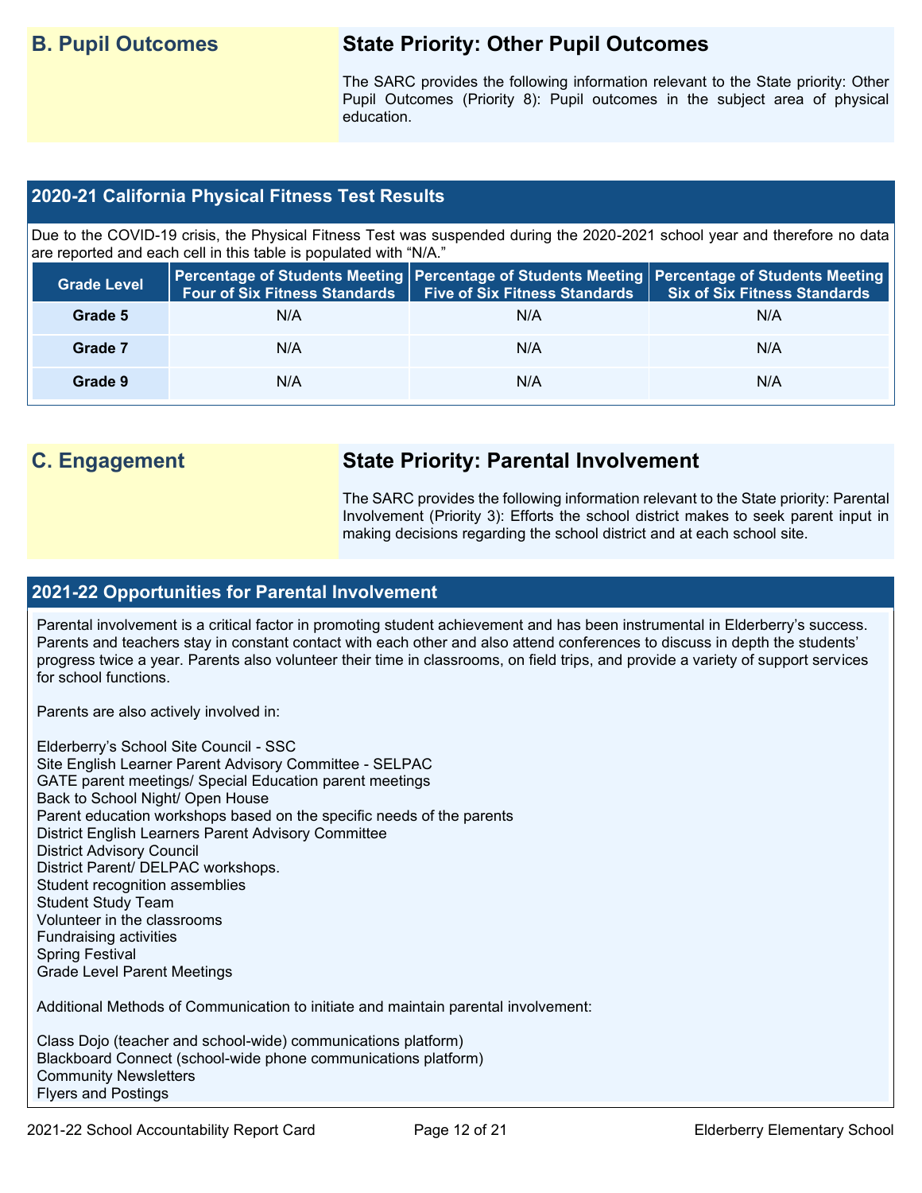## B. Pupil Outcomes

### State Priority: Other Pupil Outcomes

The SARC provides the following information relevant to the State priority: Other Pupil Outcomes (Priority 8): Pupil outcomes in the subject area of physical education.

### 2020-21 California Physical Fitness Test Results

Due to the COVID-19 crisis, the Physical Fitness Test was suspended during the 2020-2021 school year and therefore no data are reported and each cell in this table is populated with "N/A."

| Grade Level | Percentage of Students Meeting Four of Six Fitness Standards | Percentage of Students Meeting Five of Six Fitness Standards | Percentage of Students Meeting Six of Six Fitness Standards |
|---|---|---|---|
| Grade 5 | N/A | N/A | N/A |
| Grade 7 | N/A | N/A | N/A |
| Grade 9 | N/A | N/A | N/A |

## C. Engagement

### State Priority: Parental Involvement

The SARC provides the following information relevant to the State priority: Parental Involvement (Priority 3): Efforts the school district makes to seek parent input in making decisions regarding the school district and at each school site.

### 2021-22 Opportunities for Parental Involvement

Parental involvement is a critical factor in promoting student achievement and has been instrumental in Elderberry's success. Parents and teachers stay in constant contact with each other and also attend conferences to discuss in depth the students' progress twice a year. Parents also volunteer their time in classrooms, on field trips, and provide a variety of support services for school functions.

Parents are also actively involved in:

Elderberry's School Site Council - SSC
Site English Learner Parent Advisory Committee - SELPAC
GATE parent meetings/ Special Education parent meetings
Back to School Night/ Open House
Parent education workshops based on the specific needs of the parents
District English Learners Parent Advisory Committee
District Advisory Council
District Parent/ DELPAC workshops.
Student recognition assemblies
Student Study Team
Volunteer in the classrooms
Fundraising activities
Spring Festival
Grade Level Parent Meetings

Additional Methods of Communication to initiate and maintain parental involvement:

Class Dojo (teacher and school-wide) communications platform)
Blackboard Connect (school-wide phone communications platform)
Community Newsletters
Flyers and Postings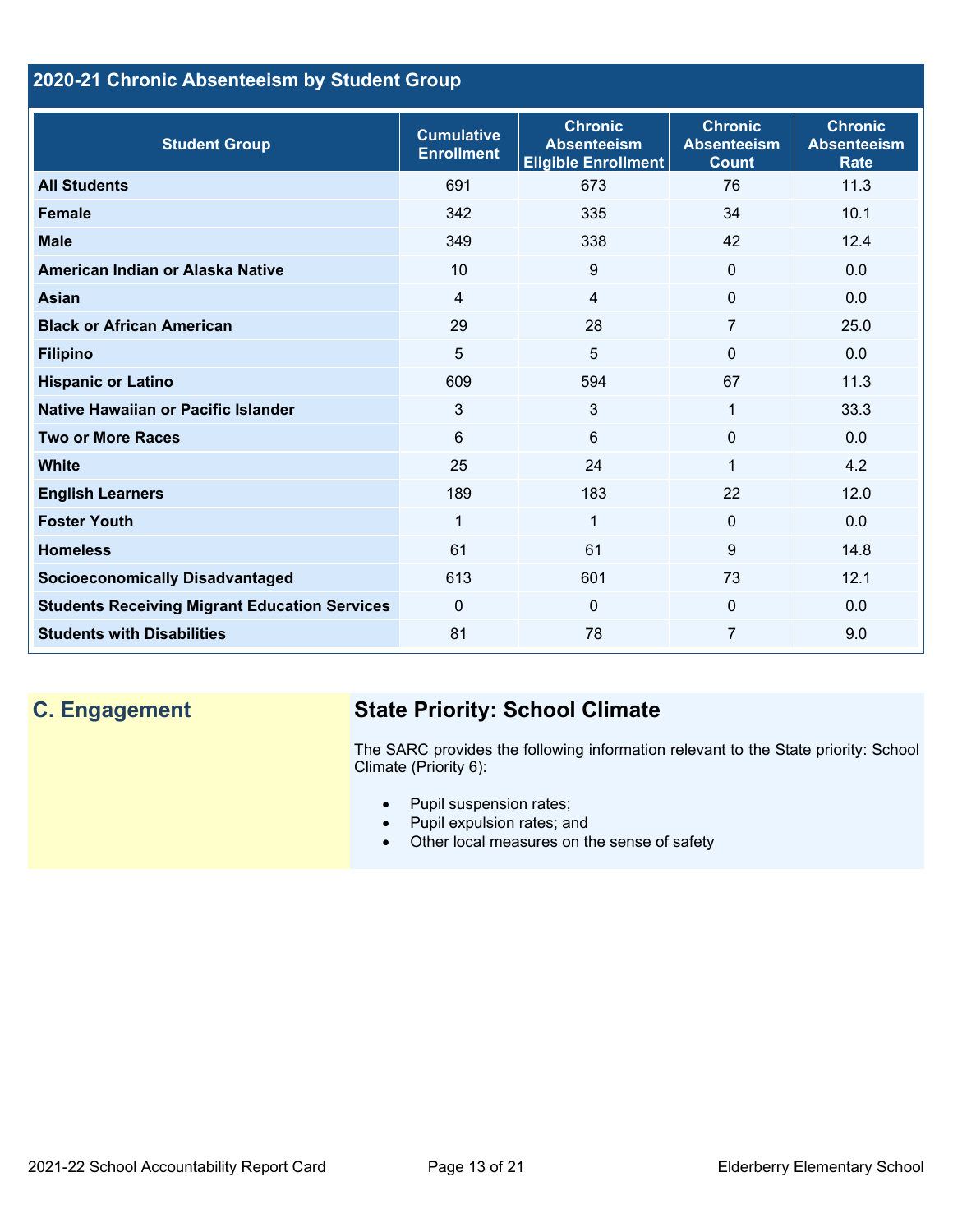## 2020-21 Chronic Absenteeism by Student Group

| Student Group | Cumulative Enrollment | Chronic Absenteeism Eligible Enrollment | Chronic Absenteeism Count | Chronic Absenteeism Rate |
|---|---|---|---|---|
| **All Students** | 691 | 673 | 76 | 11.3 |
| **Female** | 342 | 335 | 34 | 10.1 |
| **Male** | 349 | 338 | 42 | 12.4 |
| **American Indian or Alaska Native** | 10 | 9 | 0 | 0.0 |
| **Asian** | 4 | 4 | 0 | 0.0 |
| **Black or African American** | 29 | 28 | 7 | 25.0 |
| **Filipino** | 5 | 5 | 0 | 0.0 |
| **Hispanic or Latino** | 609 | 594 | 67 | 11.3 |
| **Native Hawaiian or Pacific Islander** | 3 | 3 | 1 | 33.3 |
| **Two or More Races** | 6 | 6 | 0 | 0.0 |
| **White** | 25 | 24 | 1 | 4.2 |
| **English Learners** | 189 | 183 | 22 | 12.0 |
| **Foster Youth** | 1 | 1 | 0 | 0.0 |
| **Homeless** | 61 | 61 | 9 | 14.8 |
| **Socioeconomically Disadvantaged** | 613 | 601 | 73 | 12.1 |
| **Students Receiving Migrant Education Services** | 0 | 0 | 0 | 0.0 |
| **Students with Disabilities** | 81 | 78 | 7 | 9.0 |

## C. Engagement

### State Priority: School Climate

The SARC provides the following information relevant to the State priority: School Climate (Priority 6):

- Pupil suspension rates;
- Pupil expulsion rates; and
- Other local measures on the sense of safety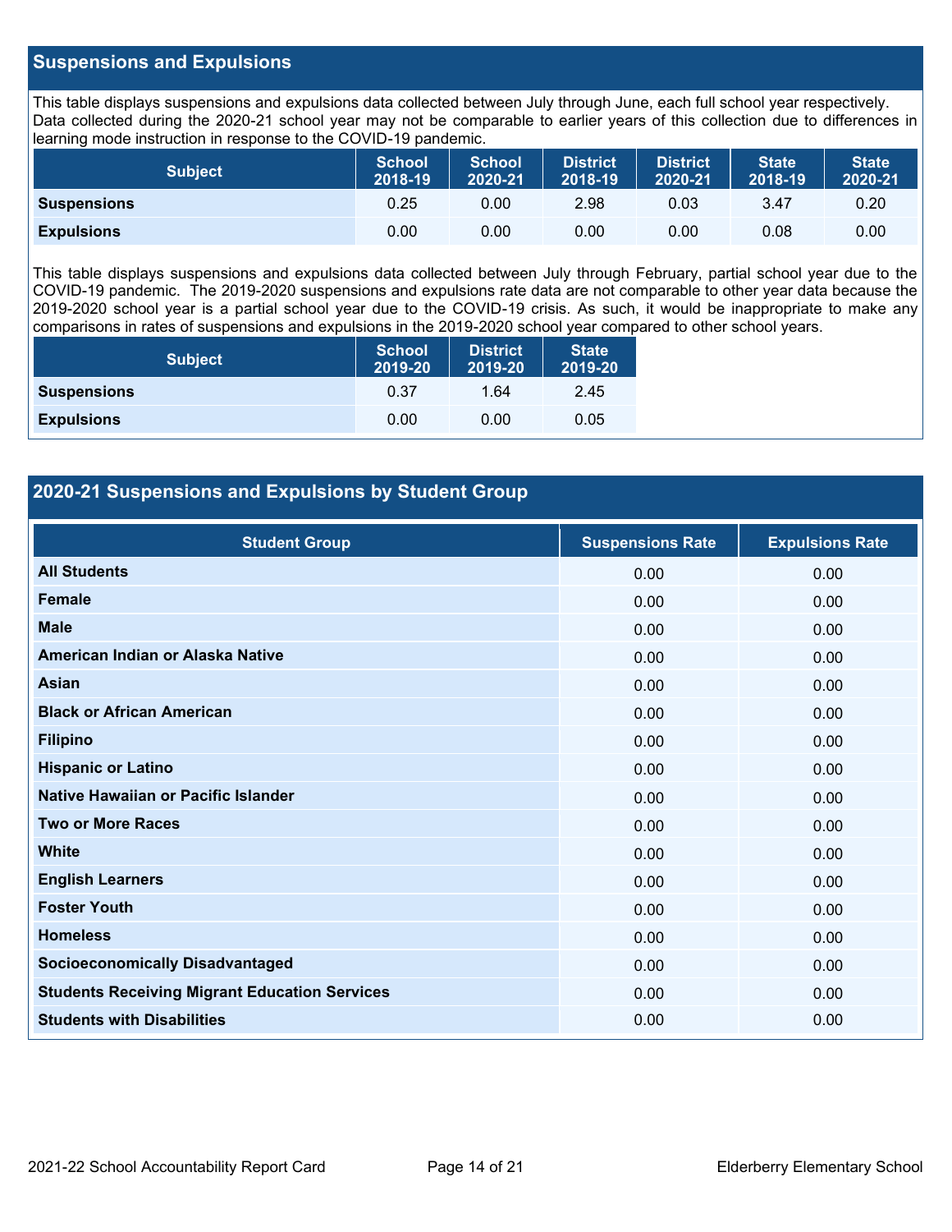## Suspensions and Expulsions

This table displays suspensions and expulsions data collected between July through June, each full school year respectively. Data collected during the 2020-21 school year may not be comparable to earlier years of this collection due to differences in learning mode instruction in response to the COVID-19 pandemic.

| Subject | School 2018-19 | School 2020-21 | District 2018-19 | District 2020-21 | State 2018-19 | State 2020-21 |
|---|---|---|---|---|---|---|
| **Suspensions** | 0.25 | 0.00 | 2.98 | 0.03 | 3.47 | 0.20 |
| **Expulsions** | 0.00 | 0.00 | 0.00 | 0.00 | 0.08 | 0.00 |

This table displays suspensions and expulsions data collected between July through February, partial school year due to the COVID-19 pandemic. The 2019-2020 suspensions and expulsions rate data are not comparable to other year data because the 2019-2020 school year is a partial school year due to the COVID-19 crisis. As such, it would be inappropriate to make any comparisons in rates of suspensions and expulsions in the 2019-2020 school year compared to other school years.

| Subject | School 2019-20 | District 2019-20 | State 2019-20 |
|---|---|---|---|
| **Suspensions** | 0.37 | 1.64 | 2.45 |
| **Expulsions** | 0.00 | 0.00 | 0.05 |

## 2020-21 Suspensions and Expulsions by Student Group

| Student Group | Suspensions Rate | Expulsions Rate |
|---|---|---|
| **All Students** | 0.00 | 0.00 |
| **Female** | 0.00 | 0.00 |
| **Male** | 0.00 | 0.00 |
| **American Indian or Alaska Native** | 0.00 | 0.00 |
| **Asian** | 0.00 | 0.00 |
| **Black or African American** | 0.00 | 0.00 |
| **Filipino** | 0.00 | 0.00 |
| **Hispanic or Latino** | 0.00 | 0.00 |
| **Native Hawaiian or Pacific Islander** | 0.00 | 0.00 |
| **Two or More Races** | 0.00 | 0.00 |
| **White** | 0.00 | 0.00 |
| **English Learners** | 0.00 | 0.00 |
| **Foster Youth** | 0.00 | 0.00 |
| **Homeless** | 0.00 | 0.00 |
| **Socioeconomically Disadvantaged** | 0.00 | 0.00 |
| **Students Receiving Migrant Education Services** | 0.00 | 0.00 |
| **Students with Disabilities** | 0.00 | 0.00 |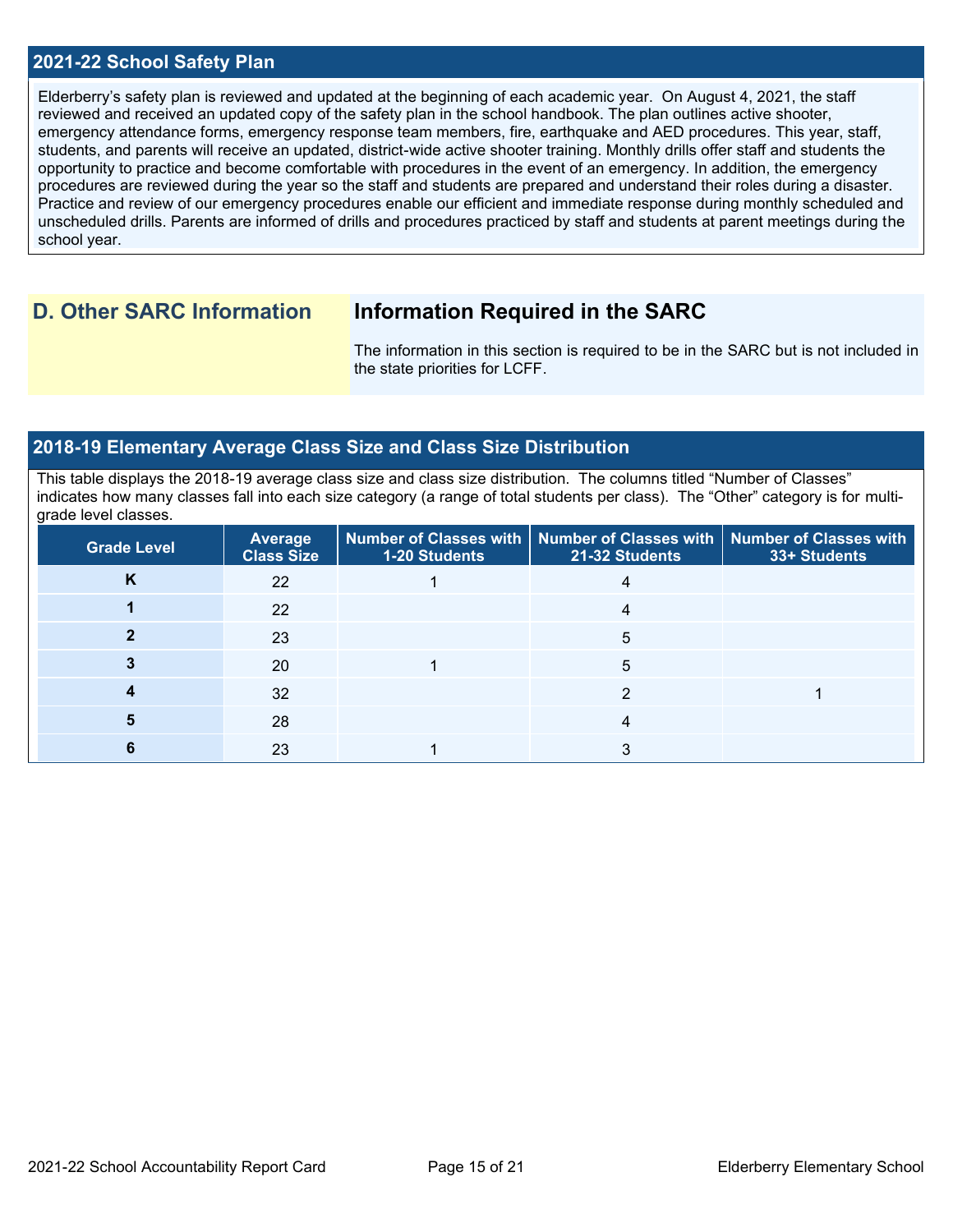## 2021-22 School Safety Plan

Elderberry's safety plan is reviewed and updated at the beginning of each academic year. On August 4, 2021, the staff reviewed and received an updated copy of the safety plan in the school handbook. The plan outlines active shooter, emergency attendance forms, emergency response team members, fire, earthquake and AED procedures. This year, staff, students, and parents will receive an updated, district-wide active shooter training. Monthly drills offer staff and students the opportunity to practice and become comfortable with procedures in the event of an emergency. In addition, the emergency procedures are reviewed during the year so the staff and students are prepared and understand their roles during a disaster. Practice and review of our emergency procedures enable our efficient and immediate response during monthly scheduled and unscheduled drills. Parents are informed of drills and procedures practiced by staff and students at parent meetings during the school year.

## D. Other SARC Information

### Information Required in the SARC

The information in this section is required to be in the SARC but is not included in the state priorities for LCFF.

## 2018-19 Elementary Average Class Size and Class Size Distribution

This table displays the 2018-19 average class size and class size distribution. The columns titled "Number of Classes" indicates how many classes fall into each size category (a range of total students per class). The "Other" category is for multi-grade level classes.

| Grade Level | Average Class Size | Number of Classes with 1-20 Students | Number of Classes with 21-32 Students | Number of Classes with 33+ Students |
|---|---|---|---|---|
| K | 22 | 1 | 4 | |
| 1 | 22 | | 4 | |
| 2 | 23 | | 5 | |
| 3 | 20 | 1 | 5 | |
| 4 | 32 | | 2 | 1 |
| 5 | 28 | | 4 | |
| 6 | 23 | 1 | 3 | |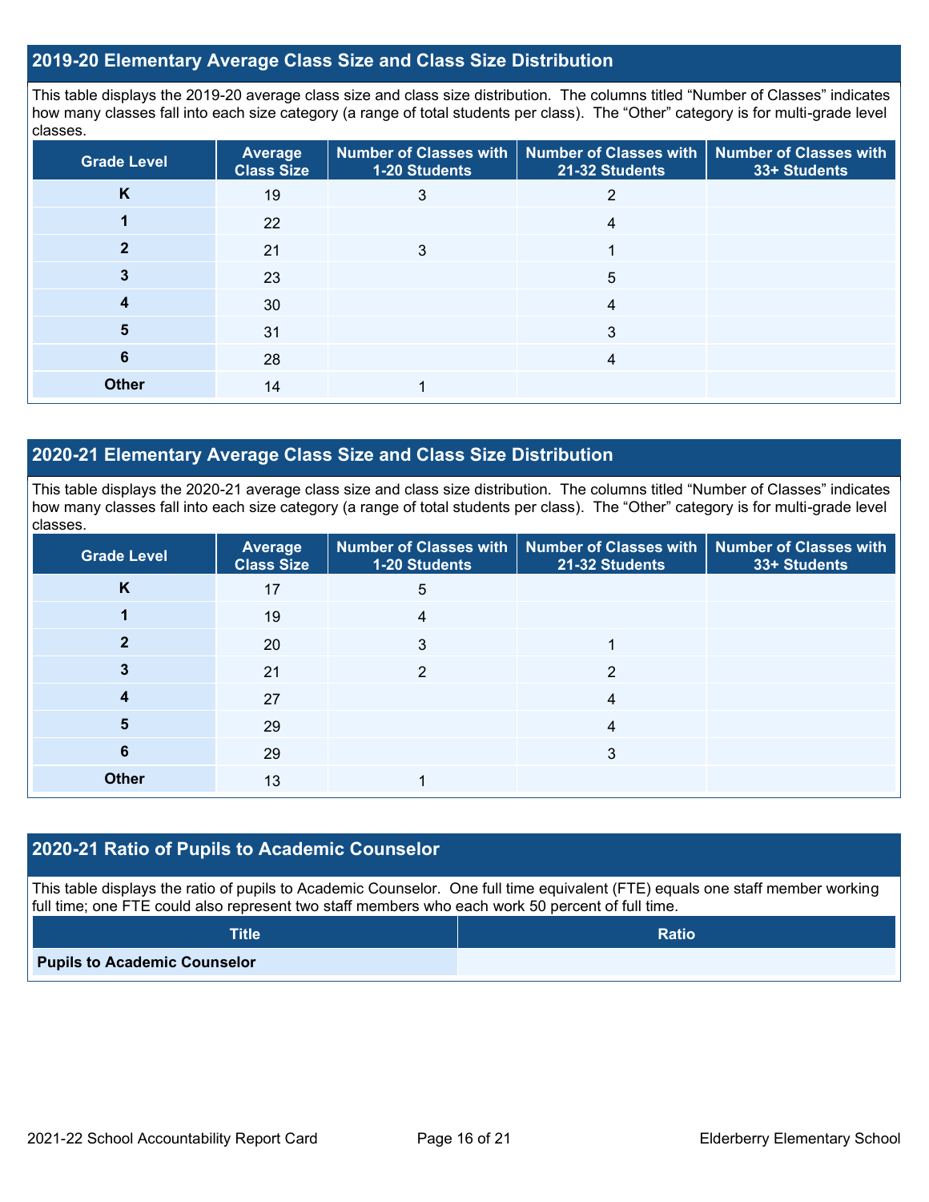## 2019-20 Elementary Average Class Size and Class Size Distribution

This table displays the 2019-20 average class size and class size distribution. The columns titled "Number of Classes" indicates how many classes fall into each size category (a range of total students per class). The "Other" category is for multi-grade level classes.

| Grade Level | Average Class Size | Number of Classes with 1-20 Students | Number of Classes with 21-32 Students | Number of Classes with 33+ Students |
|---|---|---|---|---|
| K | 19 | 3 | 2 | |
| 1 | 22 | | 4 | |
| 2 | 21 | 3 | 1 | |
| 3 | 23 | | 5 | |
| 4 | 30 | | 4 | |
| 5 | 31 | | 3 | |
| 6 | 28 | | 4 | |
| Other | 14 | 1 | | |

## 2020-21 Elementary Average Class Size and Class Size Distribution

This table displays the 2020-21 average class size and class size distribution. The columns titled "Number of Classes" indicates how many classes fall into each size category (a range of total students per class). The "Other" category is for multi-grade level classes.

| Grade Level | Average Class Size | Number of Classes with 1-20 Students | Number of Classes with 21-32 Students | Number of Classes with 33+ Students |
|---|---|---|---|---|
| K | 17 | 5 | | |
| 1 | 19 | 4 | | |
| 2 | 20 | 3 | 1 | |
| 3 | 21 | 2 | 2 | |
| 4 | 27 | | 4 | |
| 5 | 29 | | 4 | |
| 6 | 29 | | 3 | |
| Other | 13 | 1 | | |

## 2020-21 Ratio of Pupils to Academic Counselor

This table displays the ratio of pupils to Academic Counselor. One full time equivalent (FTE) equals one staff member working full time; one FTE could also represent two staff members who each work 50 percent of full time.

| Title | Ratio |
|---|---|
| Pupils to Academic Counselor | |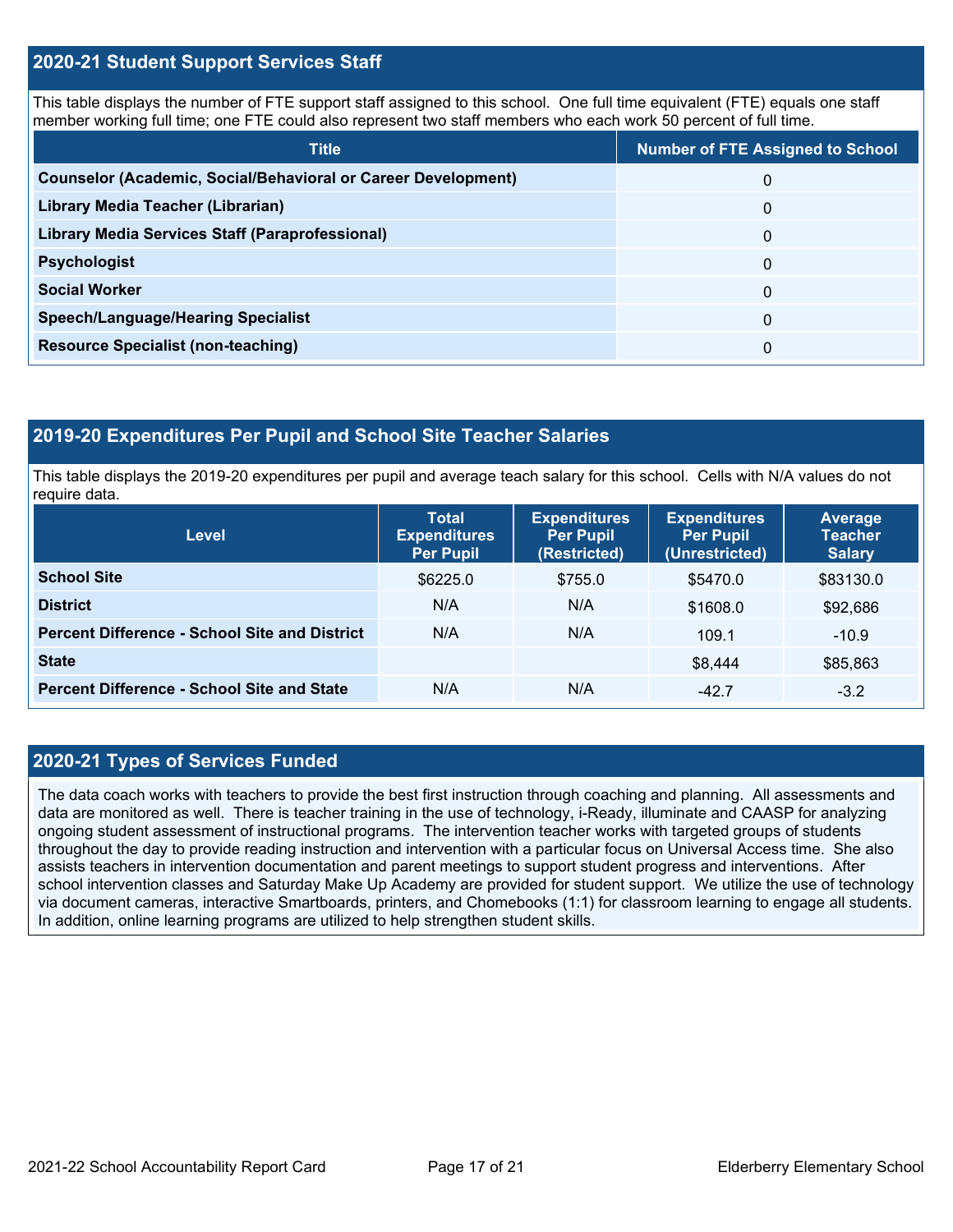## 2020-21 Student Support Services Staff

This table displays the number of FTE support staff assigned to this school. One full time equivalent (FTE) equals one staff member working full time; one FTE could also represent two staff members who each work 50 percent of full time.

| Title | Number of FTE Assigned to School |
|---|---|
| **Counselor (Academic, Social/Behavioral or Career Development)** | 0 |
| **Library Media Teacher (Librarian)** | 0 |
| **Library Media Services Staff (Paraprofessional)** | 0 |
| **Psychologist** | 0 |
| **Social Worker** | 0 |
| **Speech/Language/Hearing Specialist** | 0 |
| **Resource Specialist (non-teaching)** | 0 |

## 2019-20 Expenditures Per Pupil and School Site Teacher Salaries

This table displays the 2019-20 expenditures per pupil and average teach salary for this school. Cells with N/A values do not require data.

| Level | Total Expenditures Per Pupil | Expenditures Per Pupil (Restricted) | Expenditures Per Pupil (Unrestricted) | Average Teacher Salary |
|---|---|---|---|---|
| **School Site** | $6225.0 | $755.0 | $5470.0 | $83130.0 |
| **District** | N/A | N/A | $1608.0 | $92,686 |
| **Percent Difference - School Site and District** | N/A | N/A | 109.1 | -10.9 |
| **State** | | | $8,444 | $85,863 |
| **Percent Difference - School Site and State** | N/A | N/A | -42.7 | -3.2 |

## 2020-21 Types of Services Funded

The data coach works with teachers to provide the best first instruction through coaching and planning. All assessments and data are monitored as well. There is teacher training in the use of technology, i-Ready, illuminate and CAASP for analyzing ongoing student assessment of instructional programs. The intervention teacher works with targeted groups of students throughout the day to provide reading instruction and intervention with a particular focus on Universal Access time. She also assists teachers in intervention documentation and parent meetings to support student progress and interventions. After school intervention classes and Saturday Make Up Academy are provided for student support. We utilize the use of technology via document cameras, interactive Smartboards, printers, and Chomebooks (1:1) for classroom learning to engage all students. In addition, online learning programs are utilized to help strengthen student skills.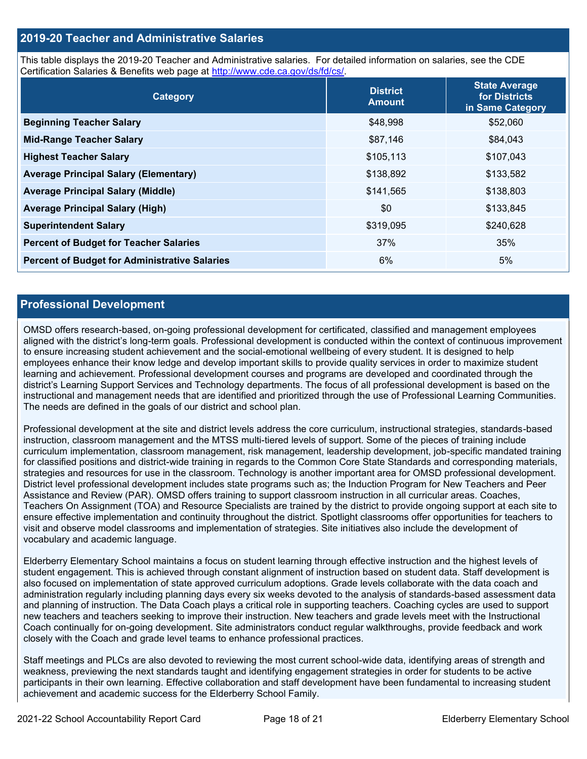## 2019-20 Teacher and Administrative Salaries

This table displays the 2019-20 Teacher and Administrative salaries. For detailed information on salaries, see the CDE Certification Salaries & Benefits web page at http://www.cde.ca.gov/ds/fd/cs/.

| Category | District Amount | State Average for Districts in Same Category |
|---|---|---|
| **Beginning Teacher Salary** | $48,998 | $52,060 |
| **Mid-Range Teacher Salary** | $87,146 | $84,043 |
| **Highest Teacher Salary** | $105,113 | $107,043 |
| **Average Principal Salary (Elementary)** | $138,892 | $133,582 |
| **Average Principal Salary (Middle)** | $141,565 | $138,803 |
| **Average Principal Salary (High)** | $0 | $133,845 |
| **Superintendent Salary** | $319,095 | $240,628 |
| **Percent of Budget for Teacher Salaries** | 37% | 35% |
| **Percent of Budget for Administrative Salaries** | 6% | 5% |

## Professional Development

OMSD offers research-based, on-going professional development for certificated, classified and management employees aligned with the district's long-term goals. Professional development is conducted within the context of continuous improvement to ensure increasing student achievement and the social-emotional wellbeing of every student. It is designed to help employees enhance their know ledge and develop important skills to provide quality services in order to maximize student learning and achievement. Professional development courses and programs are developed and coordinated through the district's Learning Support Services and Technology departments. The focus of all professional development is based on the instructional and management needs that are identified and prioritized through the use of Professional Learning Communities. The needs are defined in the goals of our district and school plan.

Professional development at the site and district levels address the core curriculum, instructional strategies, standards-based instruction, classroom management and the MTSS multi-tiered levels of support. Some of the pieces of training include curriculum implementation, classroom management, risk management, leadership development, job-specific mandated training for classified positions and district-wide training in regards to the Common Core State Standards and corresponding materials, strategies and resources for use in the classroom. Technology is another important area for OMSD professional development. District level professional development includes state programs such as; the Induction Program for New Teachers and Peer Assistance and Review (PAR). OMSD offers training to support classroom instruction in all curricular areas. Coaches, Teachers On Assignment (TOA) and Resource Specialists are trained by the district to provide ongoing support at each site to ensure effective implementation and continuity throughout the district. Spotlight classrooms offer opportunities for teachers to visit and observe model classrooms and implementation of strategies. Site initiatives also include the development of vocabulary and academic language.

Elderberry Elementary School maintains a focus on student learning through effective instruction and the highest levels of student engagement. This is achieved through constant alignment of instruction based on student data. Staff development is also focused on implementation of state approved curriculum adoptions. Grade levels collaborate with the data coach and administration regularly including planning days every six weeks devoted to the analysis of standards-based assessment data and planning of instruction. The Data Coach plays a critical role in supporting teachers. Coaching cycles are used to support new teachers and teachers seeking to improve their instruction. New teachers and grade levels meet with the Instructional Coach continually for on-going development. Site administrators conduct regular walkthroughs, provide feedback and work closely with the Coach and grade level teams to enhance professional practices.

Staff meetings and PLCs are also devoted to reviewing the most current school-wide data, identifying areas of strength and weakness, previewing the next standards taught and identifying engagement strategies in order for students to be active participants in their own learning. Effective collaboration and staff development have been fundamental to increasing student achievement and academic success for the Elderberry School Family.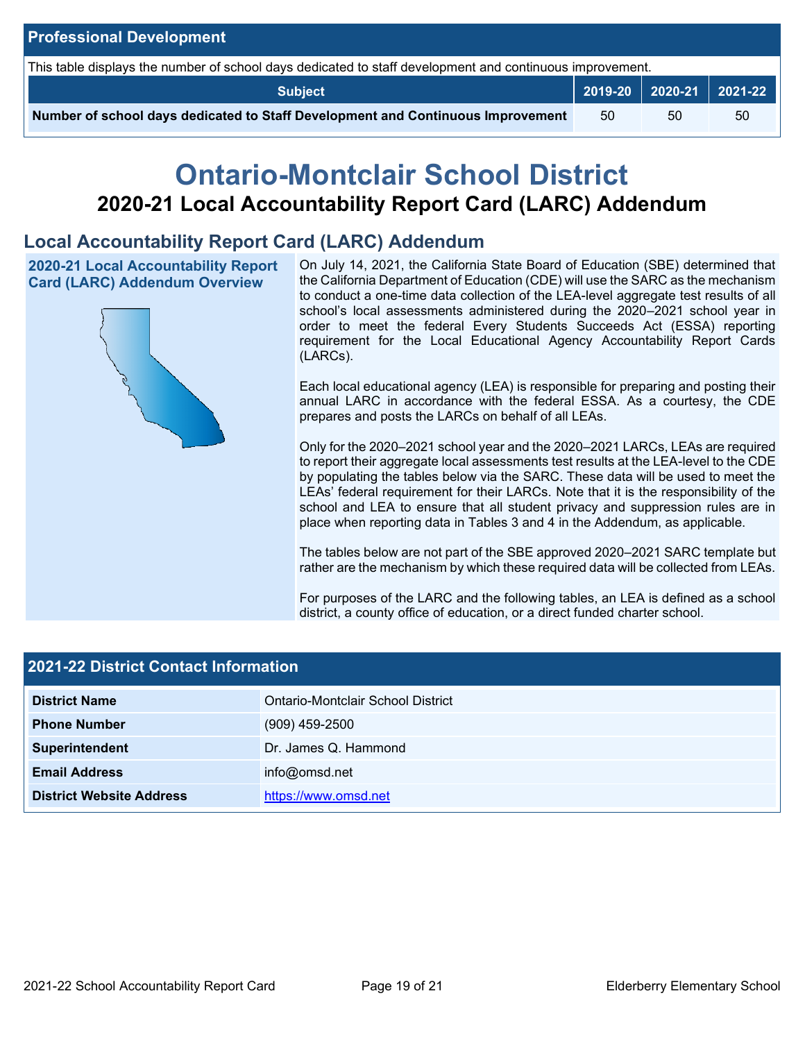## Professional Development

This table displays the number of school days dedicated to staff development and continuous improvement.

| Subject | 2019-20 | 2020-21 | 2021-22 |
| --- | --- | --- | --- |
| **Number of school days dedicated to Staff Development and Continuous Improvement** | 50 | 50 | 50 |

# Ontario-Montclair School District

## 2020-21 Local Accountability Report Card (LARC) Addendum

## Local Accountability Report Card (LARC) Addendum

### 2020-21 Local Accountability Report Card (LARC) Addendum Overview

On July 14, 2021, the California State Board of Education (SBE) determined that the California Department of Education (CDE) will use the SARC as the mechanism to conduct a one-time data collection of the LEA-level aggregate test results of all school's local assessments administered during the 2020–2021 school year in order to meet the federal Every Students Succeeds Act (ESSA) reporting requirement for the Local Educational Agency Accountability Report Cards (LARCs).

Each local educational agency (LEA) is responsible for preparing and posting their annual LARC in accordance with the federal ESSA. As a courtesy, the CDE prepares and posts the LARCs on behalf of all LEAs.

Only for the 2020–2021 school year and the 2020–2021 LARCs, LEAs are required to report their aggregate local assessments test results at the LEA-level to the CDE by populating the tables below via the SARC. These data will be used to meet the LEAs' federal requirement for their LARCs. Note that it is the responsibility of the school and LEA to ensure that all student privacy and suppression rules are in place when reporting data in Tables 3 and 4 in the Addendum, as applicable.

The tables below are not part of the SBE approved 2020–2021 SARC template but rather are the mechanism by which these required data will be collected from LEAs.

For purposes of the LARC and the following tables, an LEA is defined as a school district, a county office of education, or a direct funded charter school.

## 2021-22 District Contact Information

| | |
| --- | --- |
| **District Name** | Ontario-Montclair School District |
| **Phone Number** | (909) 459-2500 |
| **Superintendent** | Dr. James Q. Hammond |
| **Email Address** | info@omsd.net |
| **District Website Address** | https://www.omsd.net |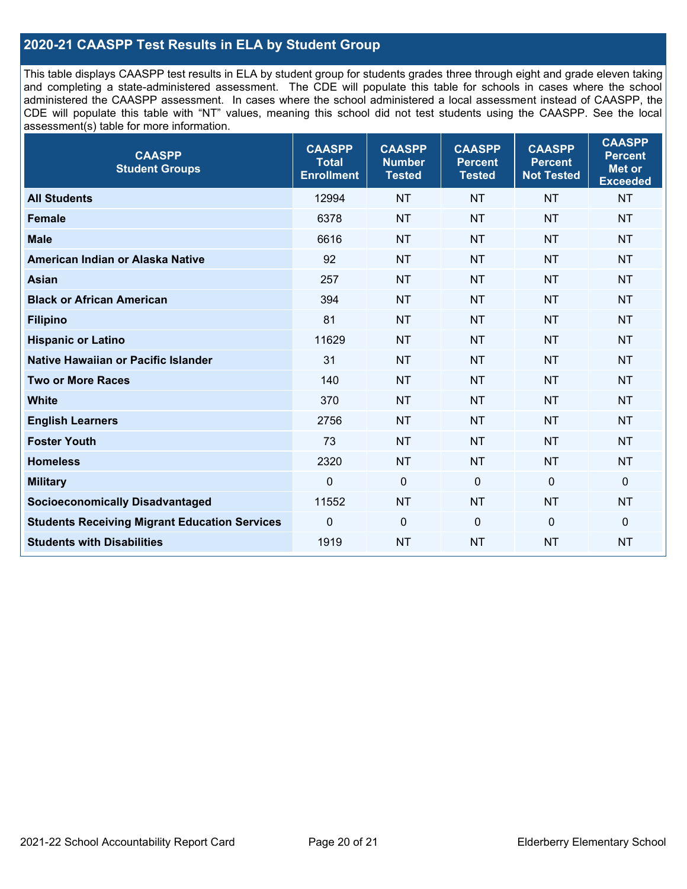## 2020-21 CAASPP Test Results in ELA by Student Group

This table displays CAASPP test results in ELA by student group for students grades three through eight and grade eleven taking and completing a state-administered assessment. The CDE will populate this table for schools in cases where the school administered the CAASPP assessment. In cases where the school administered a local assessment instead of CAASPP, the CDE will populate this table with "NT" values, meaning this school did not test students using the CAASPP. See the local assessment(s) table for more information.

| CAASPP Student Groups | CAASPP Total Enrollment | CAASPP Number Tested | CAASPP Percent Tested | CAASPP Percent Not Tested | CAASPP Percent Met or Exceeded |
|---|---|---|---|---|---|
| **All Students** | 12994 | NT | NT | NT | NT |
| **Female** | 6378 | NT | NT | NT | NT |
| **Male** | 6616 | NT | NT | NT | NT |
| **American Indian or Alaska Native** | 92 | NT | NT | NT | NT |
| **Asian** | 257 | NT | NT | NT | NT |
| **Black or African American** | 394 | NT | NT | NT | NT |
| **Filipino** | 81 | NT | NT | NT | NT |
| **Hispanic or Latino** | 11629 | NT | NT | NT | NT |
| **Native Hawaiian or Pacific Islander** | 31 | NT | NT | NT | NT |
| **Two or More Races** | 140 | NT | NT | NT | NT |
| **White** | 370 | NT | NT | NT | NT |
| **English Learners** | 2756 | NT | NT | NT | NT |
| **Foster Youth** | 73 | NT | NT | NT | NT |
| **Homeless** | 2320 | NT | NT | NT | NT |
| **Military** | 0 | 0 | 0 | 0 | 0 |
| **Socioeconomically Disadvantaged** | 11552 | NT | NT | NT | NT |
| **Students Receiving Migrant Education Services** | 0 | 0 | 0 | 0 | 0 |
| **Students with Disabilities** | 1919 | NT | NT | NT | NT |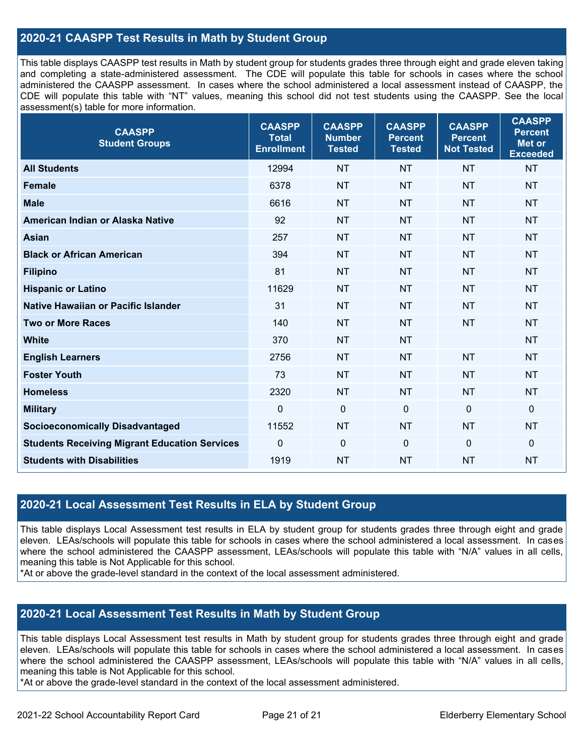## 2020-21 CAASPP Test Results in Math by Student Group

This table displays CAASPP test results in Math by student group for students grades three through eight and grade eleven taking and completing a state-administered assessment. The CDE will populate this table for schools in cases where the school administered the CAASPP assessment. In cases where the school administered a local assessment instead of CAASPP, the CDE will populate this table with "NT" values, meaning this school did not test students using the CAASPP. See the local assessment(s) table for more information.

| CAASPP Student Groups | CAASPP Total Enrollment | CAASPP Number Tested | CAASPP Percent Tested | CAASPP Percent Not Tested | CAASPP Percent Met or Exceeded |
|---|---|---|---|---|---|
| **All Students** | 12994 | NT | NT | NT | NT |
| **Female** | 6378 | NT | NT | NT | NT |
| **Male** | 6616 | NT | NT | NT | NT |
| **American Indian or Alaska Native** | 92 | NT | NT | NT | NT |
| **Asian** | 257 | NT | NT | NT | NT |
| **Black or African American** | 394 | NT | NT | NT | NT |
| **Filipino** | 81 | NT | NT | NT | NT |
| **Hispanic or Latino** | 11629 | NT | NT | NT | NT |
| **Native Hawaiian or Pacific Islander** | 31 | NT | NT | NT | NT |
| **Two or More Races** | 140 | NT | NT | NT | NT |
| **White** | 370 | NT | NT | | NT |
| **English Learners** | 2756 | NT | NT | NT | NT |
| **Foster Youth** | 73 | NT | NT | NT | NT |
| **Homeless** | 2320 | NT | NT | NT | NT |
| **Military** | 0 | 0 | 0 | 0 | 0 |
| **Socioeconomically Disadvantaged** | 11552 | NT | NT | NT | NT |
| **Students Receiving Migrant Education Services** | 0 | 0 | 0 | 0 | 0 |
| **Students with Disabilities** | 1919 | NT | NT | NT | NT |

## 2020-21 Local Assessment Test Results in ELA by Student Group

This table displays Local Assessment test results in ELA by student group for students grades three through eight and grade eleven. LEAs/schools will populate this table for schools in cases where the school administered a local assessment. In cases where the school administered the CAASPP assessment, LEAs/schools will populate this table with "N/A" values in all cells, meaning this table is Not Applicable for this school.
*At or above the grade-level standard in the context of the local assessment administered.

## 2020-21 Local Assessment Test Results in Math by Student Group

This table displays Local Assessment test results in Math by student group for students grades three through eight and grade eleven. LEAs/schools will populate this table for schools in cases where the school administered a local assessment. In cases where the school administered the CAASPP assessment, LEAs/schools will populate this table with "N/A" values in all cells, meaning this table is Not Applicable for this school.
*At or above the grade-level standard in the context of the local assessment administered.